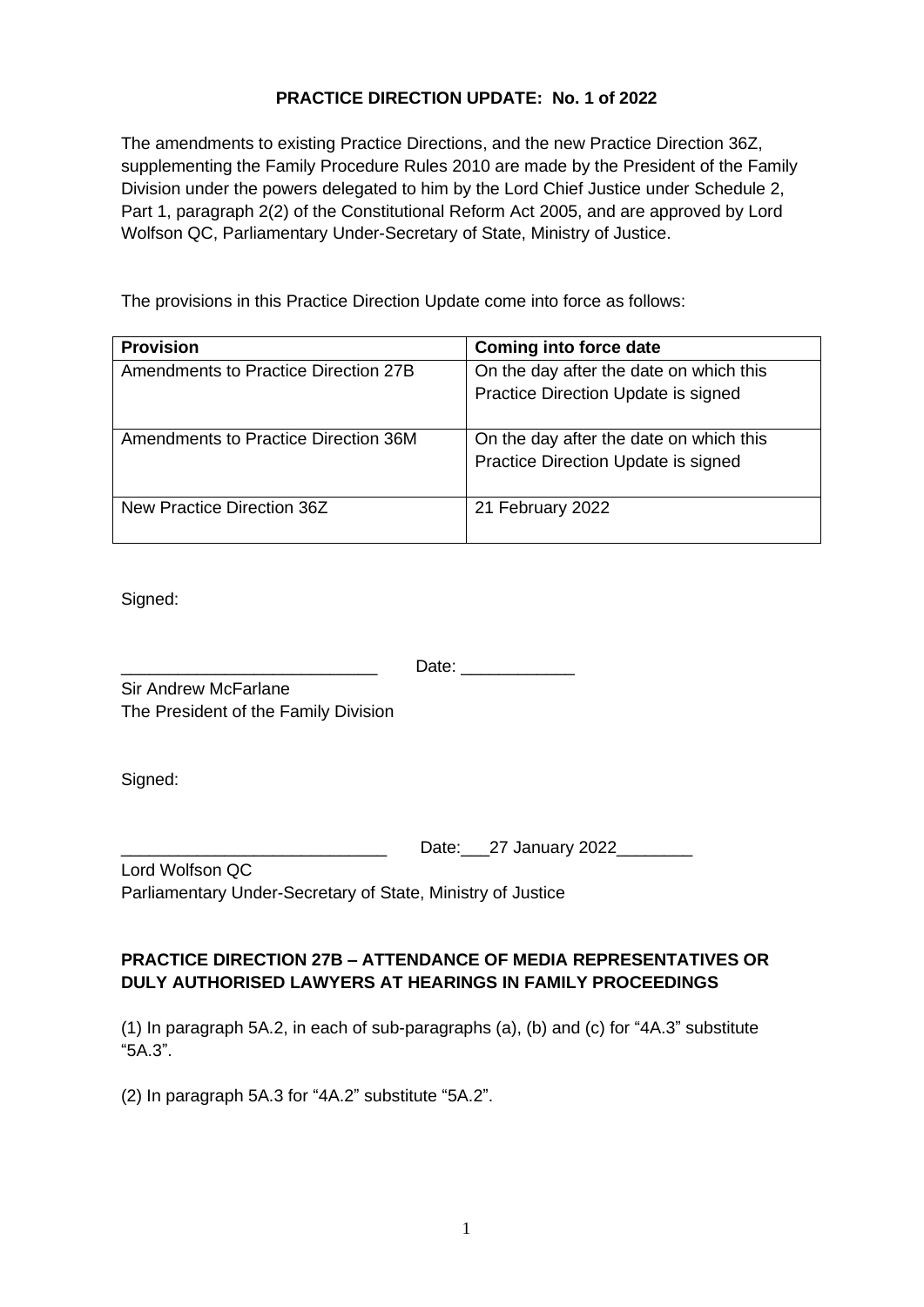**PRACTICE DIRECTION UPDATE: No. 1 of 2022**

The amendments to existing Practice Directions, and the new Practice Direction 36Z, supplementing the Family Procedure Rules 2010 are made by the President of the Family Division under the powers delegated to him by the Lord Chief Justice under Schedule 2, Part 1, paragraph 2(2) of the Constitutional Reform Act 2005, and are approved by Lord Wolfson QC, Parliamentary Under-Secretary of State, Ministry of Justice.

The provisions in this Practice Direction Update come into force as follows:

| **Provision** | **Coming into force date** |
| --- | --- |
| Amendments to Practice Direction 27B | On the day after the date on which this Practice Direction Update is signed |
| Amendments to Practice Direction 36M | On the day after the date on which this Practice Direction Update is signed |
| New Practice Direction 36Z | 21 February 2022 |

Signed:

___________________________ Date: ____________

Sir Andrew McFarlane
The President of the Family Division

Signed:

____________________________ Date:___27 January 2022________

Lord Wolfson QC
Parliamentary Under-Secretary of State, Ministry of Justice

**PRACTICE DIRECTION 27B – ATTENDANCE OF MEDIA REPRESENTATIVES OR DULY AUTHORISED LAWYERS AT HEARINGS IN FAMILY PROCEEDINGS**

(1) In paragraph 5A.2, in each of sub-paragraphs (a), (b) and (c) for "4A.3" substitute "5A.3".

(2) In paragraph 5A.3 for "4A.2" substitute "5A.2".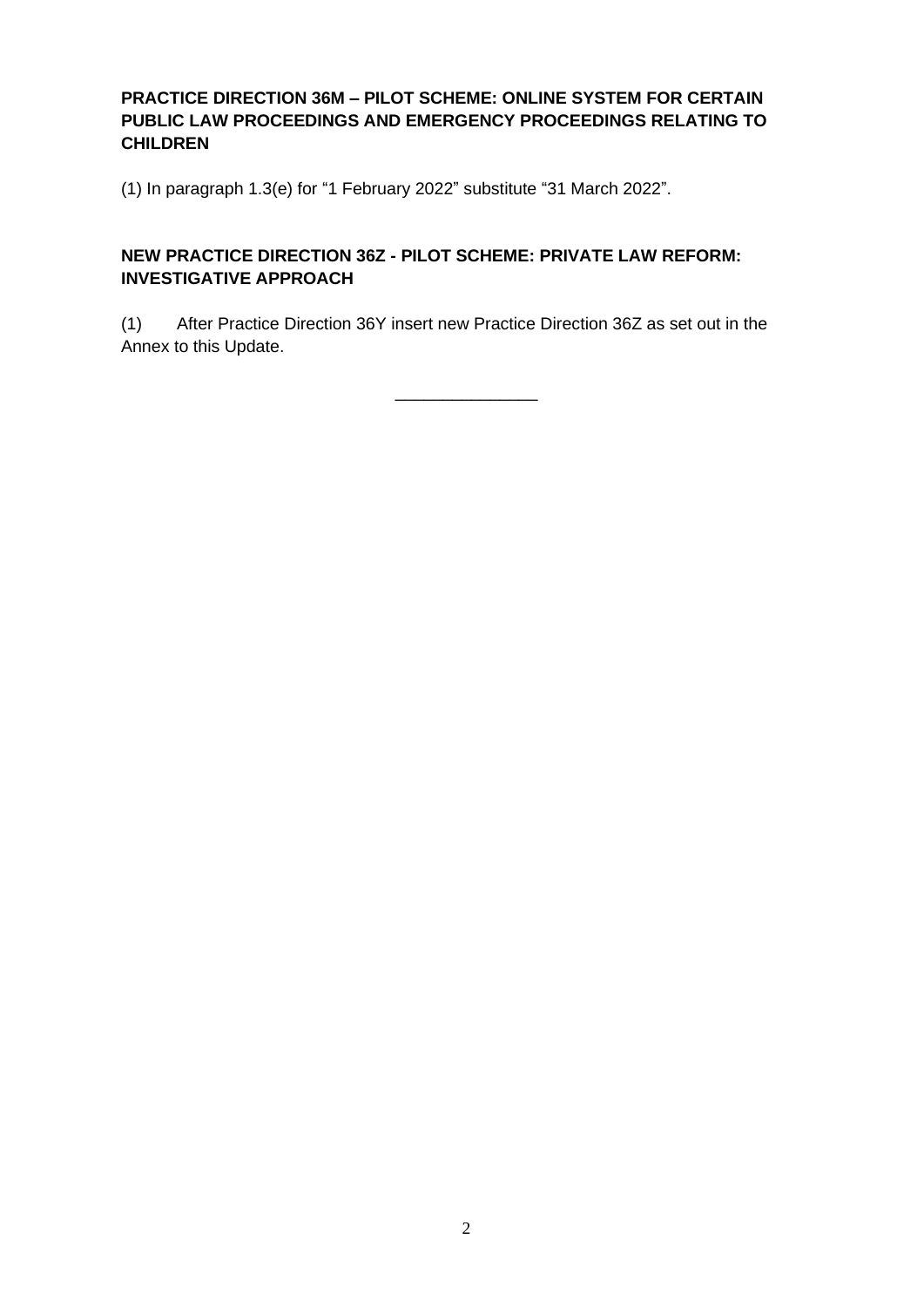**PRACTICE DIRECTION 36M – PILOT SCHEME: ONLINE SYSTEM FOR CERTAIN PUBLIC LAW PROCEEDINGS AND EMERGENCY PROCEEDINGS RELATING TO CHILDREN**

(1) In paragraph 1.3(e) for "1 February 2022" substitute "31 March 2022".

**NEW PRACTICE DIRECTION 36Z - PILOT SCHEME: PRIVATE LAW REFORM: INVESTIGATIVE APPROACH**

(1) After Practice Direction 36Y insert new Practice Direction 36Z as set out in the Annex to this Update.

\_\_\_\_\_\_\_\_\_\_\_\_\_\_\_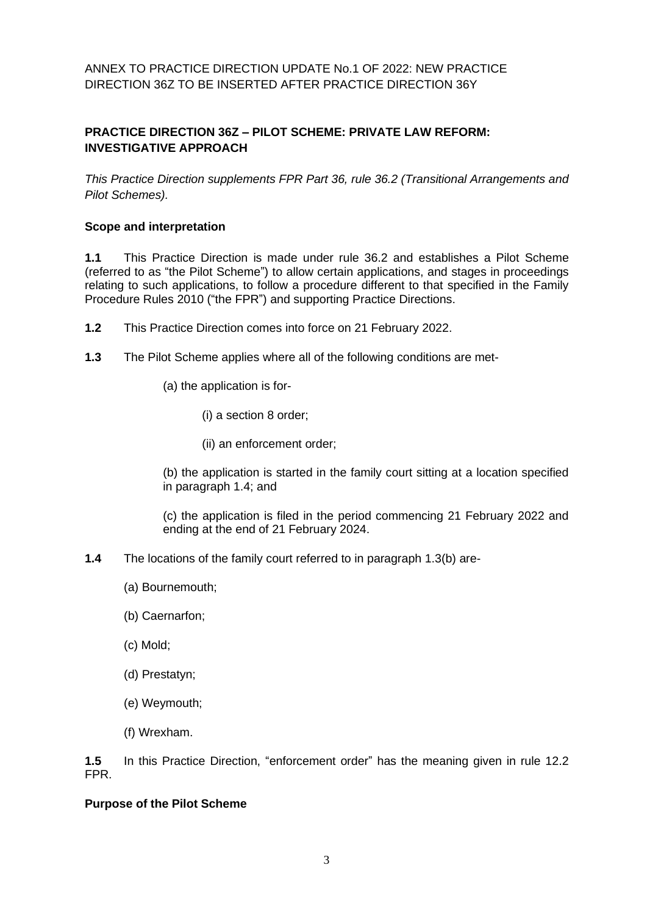ANNEX TO PRACTICE DIRECTION UPDATE No.1 OF 2022: NEW PRACTICE DIRECTION 36Z TO BE INSERTED AFTER PRACTICE DIRECTION 36Y

## PRACTICE DIRECTION 36Z – PILOT SCHEME: PRIVATE LAW REFORM: INVESTIGATIVE APPROACH

*This Practice Direction supplements FPR Part 36, rule 36.2 (Transitional Arrangements and Pilot Schemes).*

### Scope and interpretation

**1.1** This Practice Direction is made under rule 36.2 and establishes a Pilot Scheme (referred to as "the Pilot Scheme") to allow certain applications, and stages in proceedings relating to such applications, to follow a procedure different to that specified in the Family Procedure Rules 2010 ("the FPR") and supporting Practice Directions.

**1.2** This Practice Direction comes into force on 21 February 2022.

**1.3** The Pilot Scheme applies where all of the following conditions are met-

(a) the application is for-

(i) a section 8 order;

(ii) an enforcement order;

(b) the application is started in the family court sitting at a location specified in paragraph 1.4; and

(c) the application is filed in the period commencing 21 February 2022 and ending at the end of 21 February 2024.

**1.4** The locations of the family court referred to in paragraph 1.3(b) are-

(a) Bournemouth;

(b) Caernarfon;

(c) Mold;

(d) Prestatyn;

(e) Weymouth;

(f) Wrexham.

**1.5** In this Practice Direction, "enforcement order" has the meaning given in rule 12.2 FPR.

### Purpose of the Pilot Scheme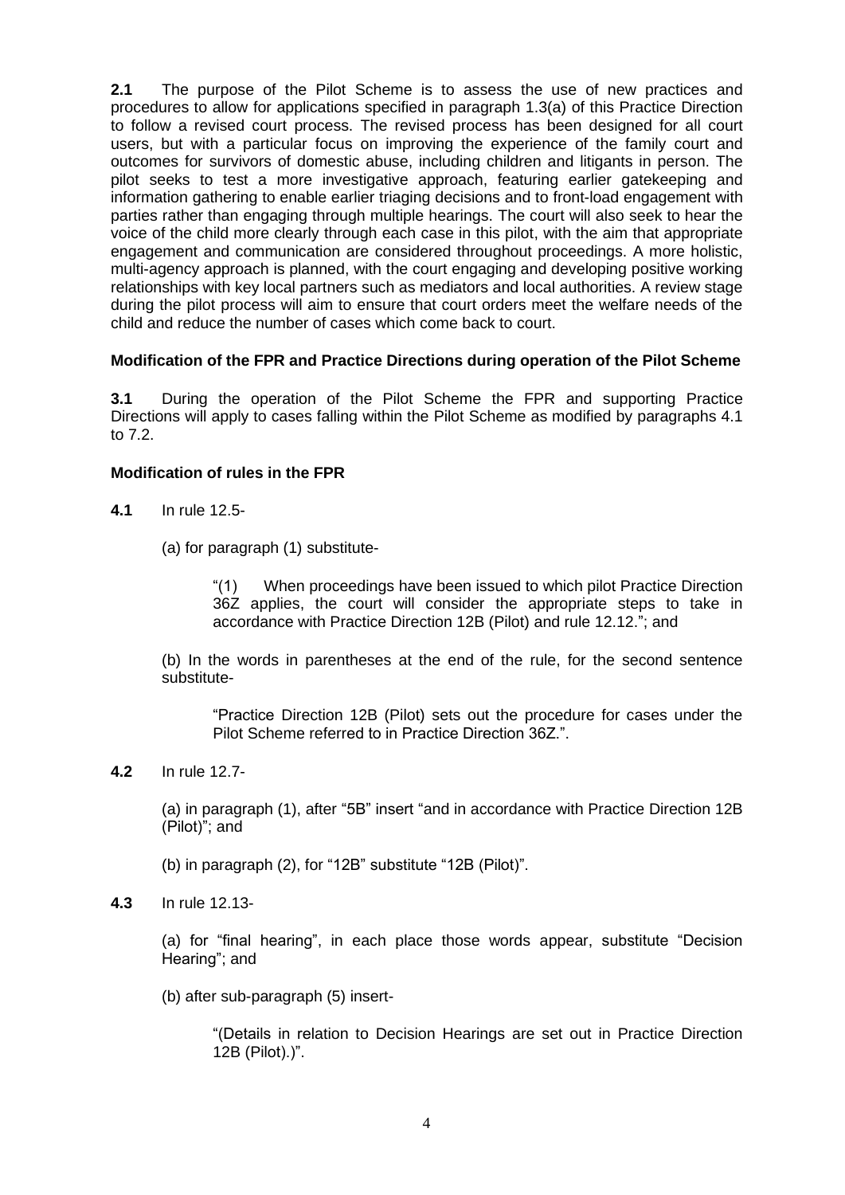**2.1** The purpose of the Pilot Scheme is to assess the use of new practices and procedures to allow for applications specified in paragraph 1.3(a) of this Practice Direction to follow a revised court process. The revised process has been designed for all court users, but with a particular focus on improving the experience of the family court and outcomes for survivors of domestic abuse, including children and litigants in person. The pilot seeks to test a more investigative approach, featuring earlier gatekeeping and information gathering to enable earlier triaging decisions and to front-load engagement with parties rather than engaging through multiple hearings. The court will also seek to hear the voice of the child more clearly through each case in this pilot, with the aim that appropriate engagement and communication are considered throughout proceedings. A more holistic, multi-agency approach is planned, with the court engaging and developing positive working relationships with key local partners such as mediators and local authorities. A review stage during the pilot process will aim to ensure that court orders meet the welfare needs of the child and reduce the number of cases which come back to court.

**Modification of the FPR and Practice Directions during operation of the Pilot Scheme**

**3.1** During the operation of the Pilot Scheme the FPR and supporting Practice Directions will apply to cases falling within the Pilot Scheme as modified by paragraphs 4.1 to 7.2.

**Modification of rules in the FPR**

**4.1** In rule 12.5-

(a) for paragraph (1) substitute-

> "(1) When proceedings have been issued to which pilot Practice Direction 36Z applies, the court will consider the appropriate steps to take in accordance with Practice Direction 12B (Pilot) and rule 12.12."; and

(b) In the words in parentheses at the end of the rule, for the second sentence substitute-

> "Practice Direction 12B (Pilot) sets out the procedure for cases under the Pilot Scheme referred to in Practice Direction 36Z.".

**4.2** In rule 12.7-

(a) in paragraph (1), after "5B" insert "and in accordance with Practice Direction 12B (Pilot)"; and

(b) in paragraph (2), for "12B" substitute "12B (Pilot)".

**4.3** In rule 12.13-

(a) for "final hearing", in each place those words appear, substitute "Decision Hearing"; and

(b) after sub-paragraph (5) insert-

> "(Details in relation to Decision Hearings are set out in Practice Direction 12B (Pilot).)".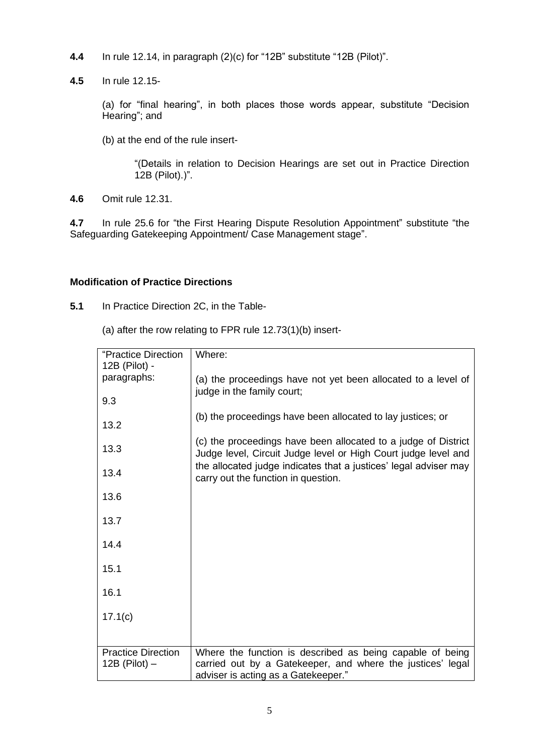**4.4** In rule 12.14, in paragraph (2)(c) for "12B" substitute "12B (Pilot)".

**4.5** In rule 12.15-

(a) for "final hearing", in both places those words appear, substitute "Decision Hearing"; and

(b) at the end of the rule insert-

"(Details in relation to Decision Hearings are set out in Practice Direction 12B (Pilot).)".

**4.6** Omit rule 12.31.

**4.7** In rule 25.6 for "the First Hearing Dispute Resolution Appointment" substitute "the Safeguarding Gatekeeping Appointment/ Case Management stage".

**Modification of Practice Directions**

**5.1** In Practice Direction 2C, in the Table-

(a) after the row relating to FPR rule 12.73(1)(b) insert-

| | |
|---|---|
| "Practice Direction 12B (Pilot) - paragraphs:<br><br>9.3<br><br>13.2<br><br>13.3<br><br>13.4<br><br>13.6<br><br>13.7<br><br>14.4<br><br>15.1<br><br>16.1<br><br>17.1(c) | Where:<br><br>(a) the proceedings have not yet been allocated to a level of judge in the family court;<br><br>(b) the proceedings have been allocated to lay justices; or<br><br>(c) the proceedings have been allocated to a judge of District Judge level, Circuit Judge level or High Court judge level and the allocated judge indicates that a justices' legal adviser may carry out the function in question. |
| Practice Direction 12B (Pilot) – | Where the function is described as being capable of being carried out by a Gatekeeper, and where the justices' legal adviser is acting as a Gatekeeper." |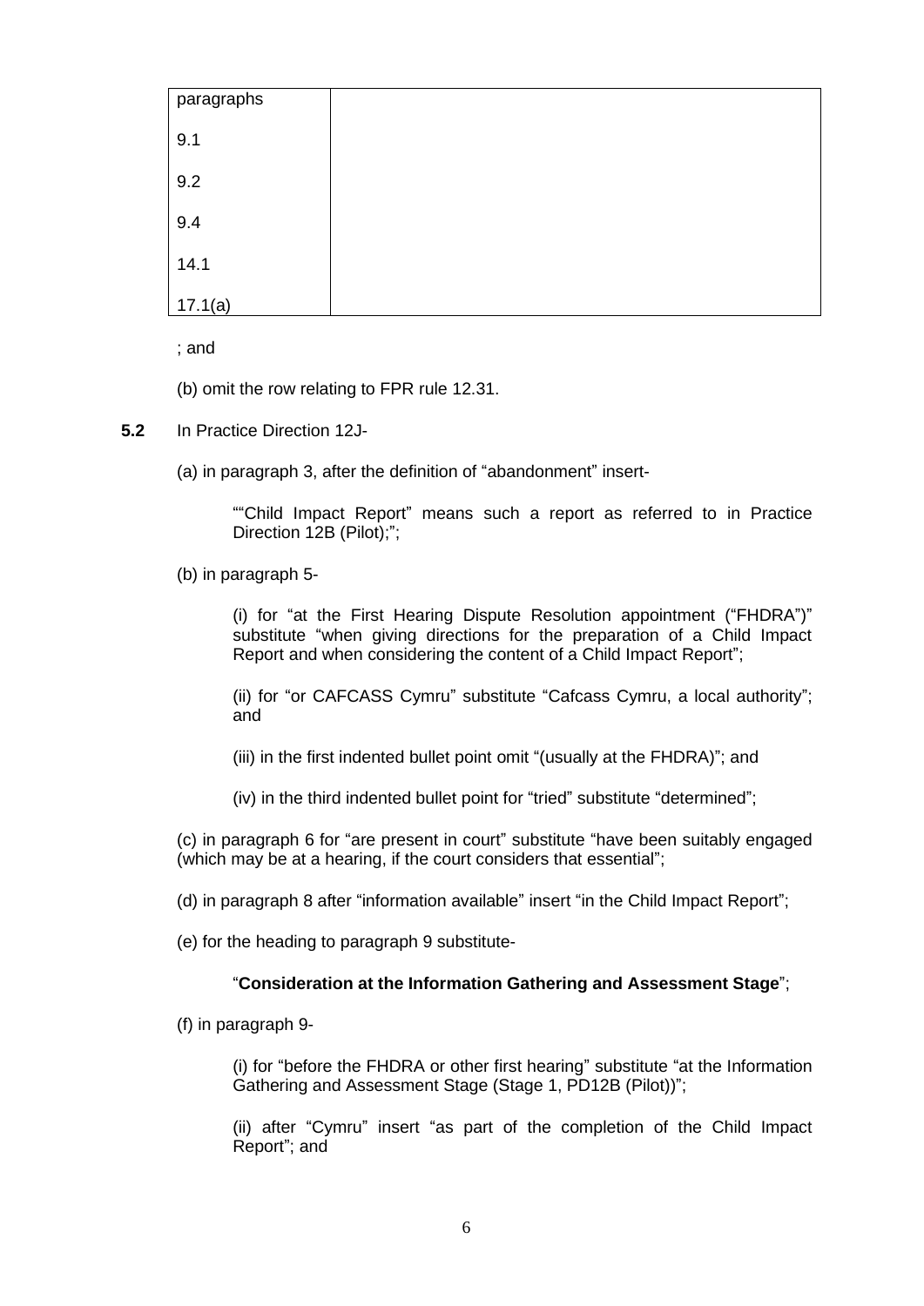| paragraphs<br><br>9.1<br><br>9.2<br><br>9.4<br><br>14.1<br><br>17.1(a) | |
|---|---|

; and

(b) omit the row relating to FPR rule 12.31.

**5.2** In Practice Direction 12J-

(a) in paragraph 3, after the definition of "abandonment" insert-

> ""Child Impact Report" means such a report as referred to in Practice Direction 12B (Pilot);";

(b) in paragraph 5-

> (i) for "at the First Hearing Dispute Resolution appointment ("FHDRA")" substitute "when giving directions for the preparation of a Child Impact Report and when considering the content of a Child Impact Report";
>
> (ii) for "or CAFCASS Cymru" substitute "Cafcass Cymru, a local authority"; and
>
> (iii) in the first indented bullet point omit "(usually at the FHDRA)"; and
>
> (iv) in the third indented bullet point for "tried" substitute "determined";

(c) in paragraph 6 for "are present in court" substitute "have been suitably engaged (which may be at a hearing, if the court considers that essential";

(d) in paragraph 8 after "information available" insert "in the Child Impact Report";

(e) for the heading to paragraph 9 substitute-

> "**Consideration at the Information Gathering and Assessment Stage**";

(f) in paragraph 9-

> (i) for "before the FHDRA or other first hearing" substitute "at the Information Gathering and Assessment Stage (Stage 1, PD12B (Pilot))";
>
> (ii) after "Cymru" insert "as part of the completion of the Child Impact Report"; and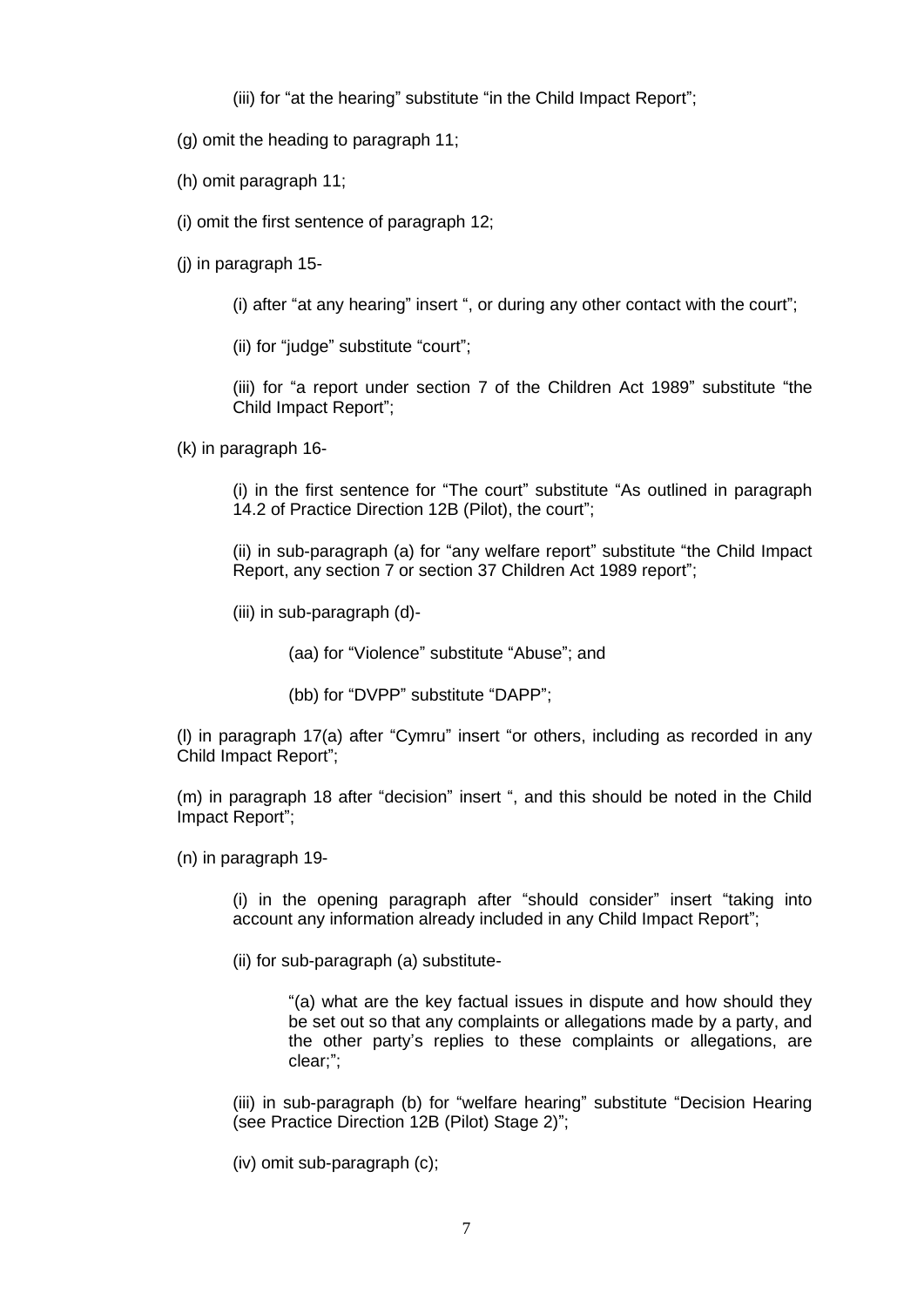(iii) for "at the hearing" substitute "in the Child Impact Report";

(g) omit the heading to paragraph 11;

(h) omit paragraph 11;

(i) omit the first sentence of paragraph 12;

(j) in paragraph 15-

(i) after "at any hearing" insert ", or during any other contact with the court";

(ii) for "judge" substitute "court";

(iii) for "a report under section 7 of the Children Act 1989" substitute "the Child Impact Report";

(k) in paragraph 16-

(i) in the first sentence for "The court" substitute "As outlined in paragraph 14.2 of Practice Direction 12B (Pilot), the court";

(ii) in sub-paragraph (a) for "any welfare report" substitute "the Child Impact Report, any section 7 or section 37 Children Act 1989 report";

(iii) in sub-paragraph (d)-

(aa) for "Violence" substitute "Abuse"; and

(bb) for "DVPP" substitute "DAPP";

(l) in paragraph 17(a) after "Cymru" insert "or others, including as recorded in any Child Impact Report";

(m) in paragraph 18 after "decision" insert ", and this should be noted in the Child Impact Report";

(n) in paragraph 19-

(i) in the opening paragraph after "should consider" insert "taking into account any information already included in any Child Impact Report";

(ii) for sub-paragraph (a) substitute-

"(a) what are the key factual issues in dispute and how should they be set out so that any complaints or allegations made by a party, and the other party's replies to these complaints or allegations, are clear;";

(iii) in sub-paragraph (b) for "welfare hearing" substitute "Decision Hearing (see Practice Direction 12B (Pilot) Stage 2)";

(iv) omit sub-paragraph (c);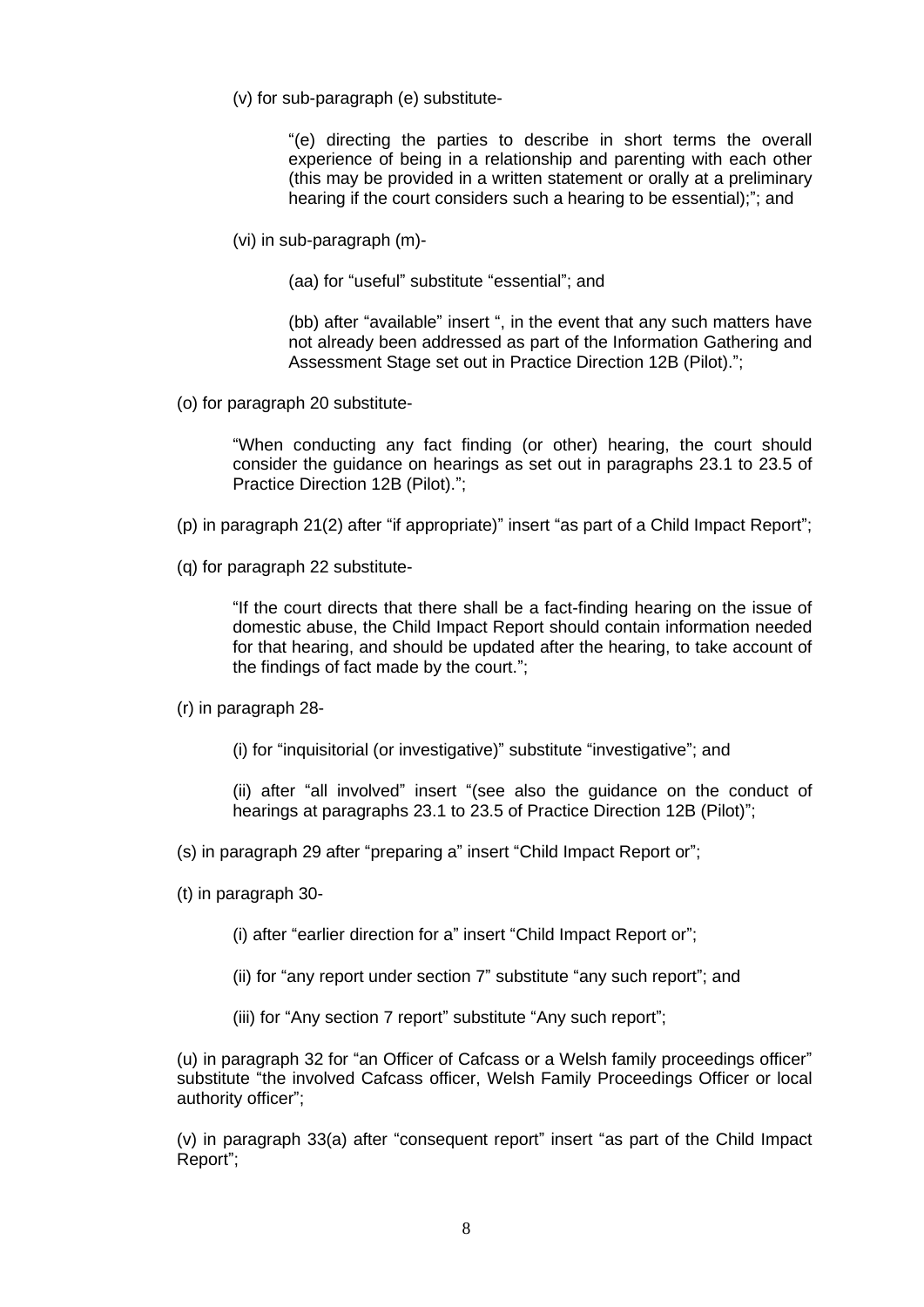(v) for sub-paragraph (e) substitute-

> "(e) directing the parties to describe in short terms the overall experience of being in a relationship and parenting with each other (this may be provided in a written statement or orally at a preliminary hearing if the court considers such a hearing to be essential);"; and

(vi) in sub-paragraph (m)-

> (aa) for "useful" substitute "essential"; and
>
> (bb) after "available" insert ", in the event that any such matters have not already been addressed as part of the Information Gathering and Assessment Stage set out in Practice Direction 12B (Pilot).";

(o) for paragraph 20 substitute-

> "When conducting any fact finding (or other) hearing, the court should consider the guidance on hearings as set out in paragraphs 23.1 to 23.5 of Practice Direction 12B (Pilot).";

(p) in paragraph 21(2) after "if appropriate)" insert "as part of a Child Impact Report";

(q) for paragraph 22 substitute-

> "If the court directs that there shall be a fact-finding hearing on the issue of domestic abuse, the Child Impact Report should contain information needed for that hearing, and should be updated after the hearing, to take account of the findings of fact made by the court.";

(r) in paragraph 28-

> (i) for "inquisitorial (or investigative)" substitute "investigative"; and
>
> (ii) after "all involved" insert "(see also the guidance on the conduct of hearings at paragraphs 23.1 to 23.5 of Practice Direction 12B (Pilot)";

(s) in paragraph 29 after "preparing a" insert "Child Impact Report or";

(t) in paragraph 30-

> (i) after "earlier direction for a" insert "Child Impact Report or";
>
> (ii) for "any report under section 7" substitute "any such report"; and
>
> (iii) for "Any section 7 report" substitute "Any such report";

(u) in paragraph 32 for "an Officer of Cafcass or a Welsh family proceedings officer" substitute "the involved Cafcass officer, Welsh Family Proceedings Officer or local authority officer";

(v) in paragraph 33(a) after "consequent report" insert "as part of the Child Impact Report";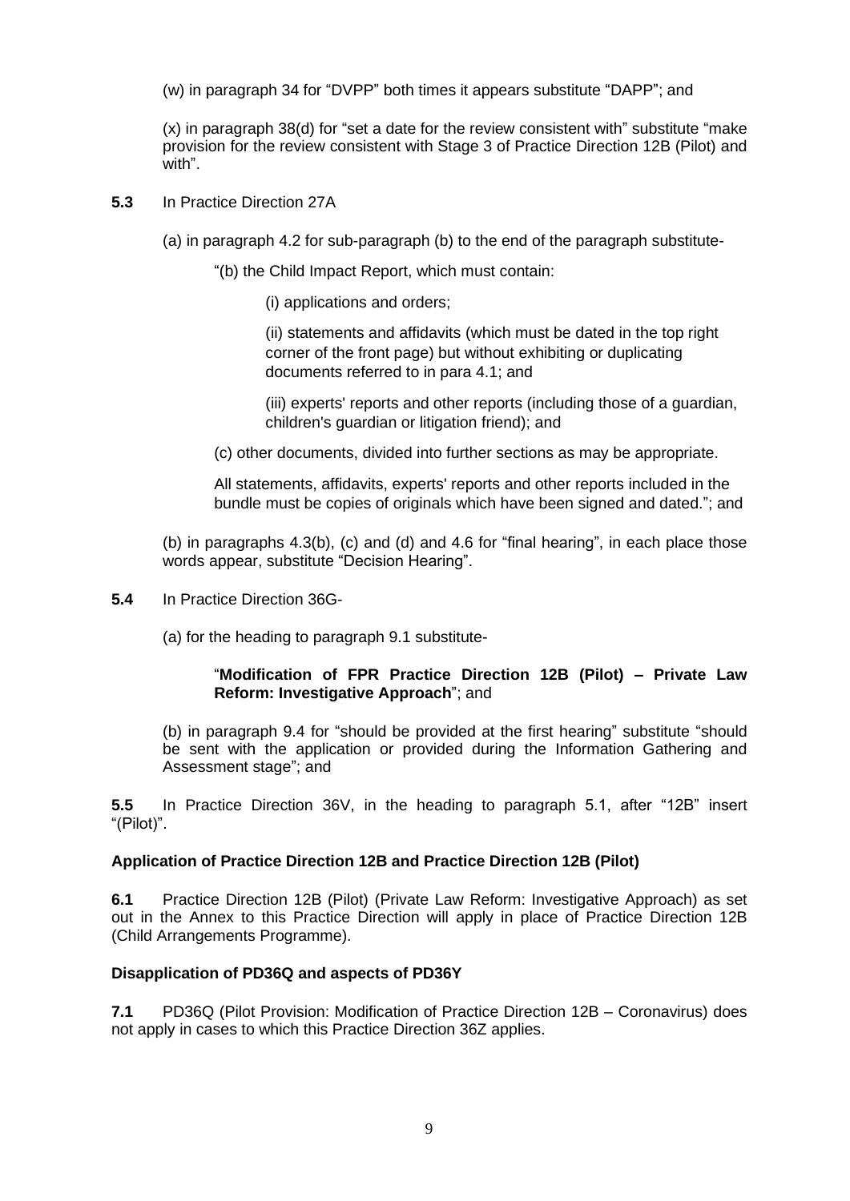(w) in paragraph 34 for "DVPP" both times it appears substitute "DAPP"; and

(x) in paragraph 38(d) for "set a date for the review consistent with" substitute "make provision for the review consistent with Stage 3 of Practice Direction 12B (Pilot) and with".

**5.3** In Practice Direction 27A

(a) in paragraph 4.2 for sub-paragraph (b) to the end of the paragraph substitute-

"(b) the Child Impact Report, which must contain:

(i) applications and orders;

(ii) statements and affidavits (which must be dated in the top right corner of the front page) but without exhibiting or duplicating documents referred to in para 4.1; and

(iii) experts' reports and other reports (including those of a guardian, children's guardian or litigation friend); and

(c) other documents, divided into further sections as may be appropriate.

All statements, affidavits, experts' reports and other reports included in the bundle must be copies of originals which have been signed and dated."; and

(b) in paragraphs 4.3(b), (c) and (d) and 4.6 for "final hearing", in each place those words appear, substitute "Decision Hearing".

**5.4** In Practice Direction 36G-

(a) for the heading to paragraph 9.1 substitute-

"**Modification of FPR Practice Direction 12B (Pilot) – Private Law Reform: Investigative Approach**"; and

(b) in paragraph 9.4 for "should be provided at the first hearing" substitute "should be sent with the application or provided during the Information Gathering and Assessment stage"; and

**5.5** In Practice Direction 36V, in the heading to paragraph 5.1, after "12B" insert "(Pilot)".

**Application of Practice Direction 12B and Practice Direction 12B (Pilot)**

**6.1** Practice Direction 12B (Pilot) (Private Law Reform: Investigative Approach) as set out in the Annex to this Practice Direction will apply in place of Practice Direction 12B (Child Arrangements Programme).

**Disapplication of PD36Q and aspects of PD36Y**

**7.1** PD36Q (Pilot Provision: Modification of Practice Direction 12B – Coronavirus) does not apply in cases to which this Practice Direction 36Z applies.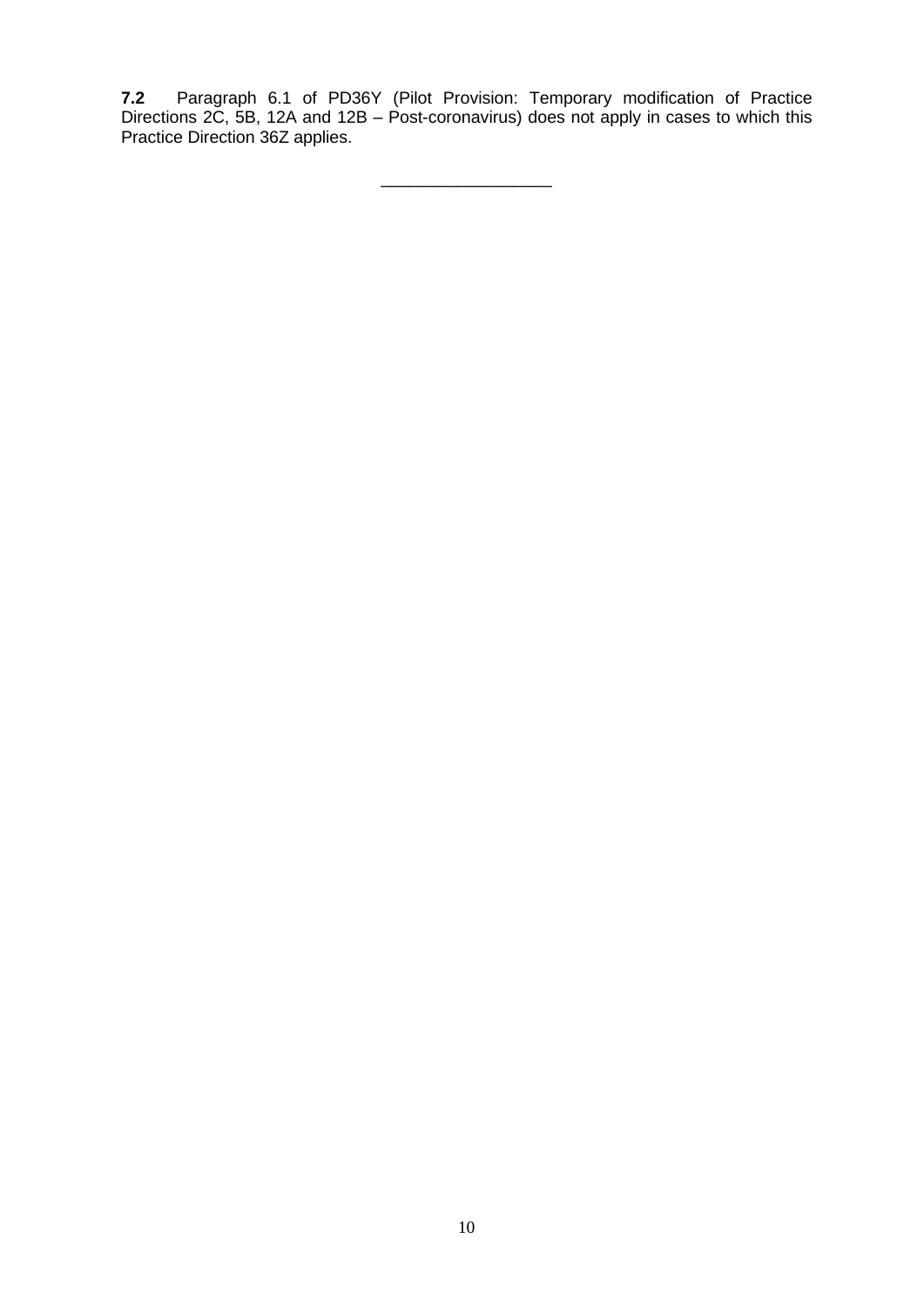**7.2** Paragraph 6.1 of PD36Y (Pilot Provision: Temporary modification of Practice Directions 2C, 5B, 12A and 12B – Post-coronavirus) does not apply in cases to which this Practice Direction 36Z applies.

\_\_\_\_\_\_\_\_\_\_\_\_\_\_\_\_\_\_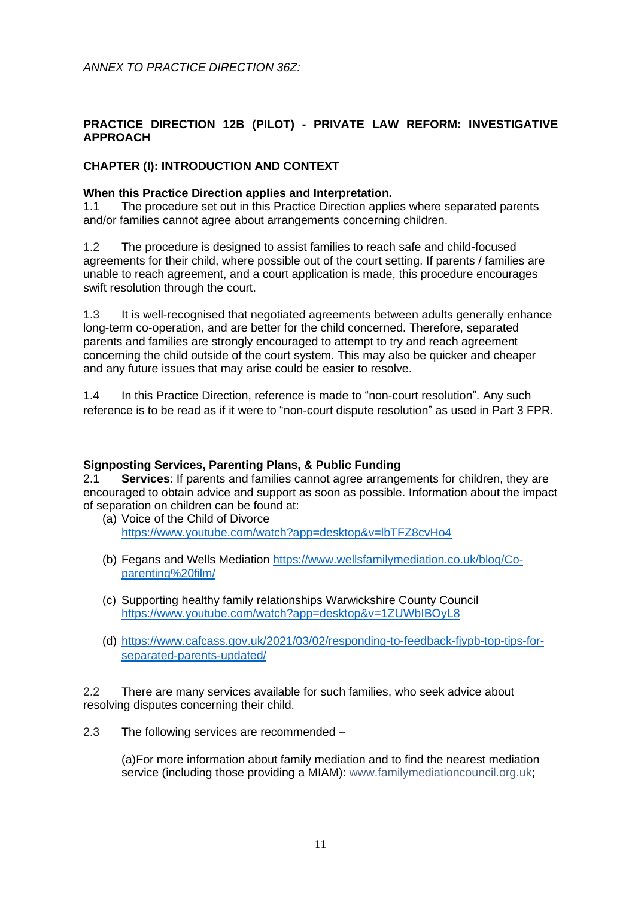*ANNEX TO PRACTICE DIRECTION 36Z:*

## PRACTICE DIRECTION 12B (PILOT) - PRIVATE LAW REFORM: INVESTIGATIVE APPROACH

### CHAPTER (I): INTRODUCTION AND CONTEXT

**When this Practice Direction applies and Interpretation.**

1.1 The procedure set out in this Practice Direction applies where separated parents and/or families cannot agree about arrangements concerning children.

1.2 The procedure is designed to assist families to reach safe and child-focused agreements for their child, where possible out of the court setting. If parents / families are unable to reach agreement, and a court application is made, this procedure encourages swift resolution through the court.

1.3 It is well-recognised that negotiated agreements between adults generally enhance long-term co-operation, and are better for the child concerned. Therefore, separated parents and families are strongly encouraged to attempt to try and reach agreement concerning the child outside of the court system. This may also be quicker and cheaper and any future issues that may arise could be easier to resolve.

1.4 In this Practice Direction, reference is made to "non-court resolution". Any such reference is to be read as if it were to "non-court dispute resolution" as used in Part 3 FPR.

**Signposting Services, Parenting Plans, & Public Funding**

2.1 **Services**: If parents and families cannot agree arrangements for children, they are encouraged to obtain advice and support as soon as possible. Information about the impact of separation on children can be found at:

(a) Voice of the Child of Divorce https://www.youtube.com/watch?app=desktop&v=lbTFZ8cvHo4

(b) Fegans and Wells Mediation https://www.wellsfamilymediation.co.uk/blog/Co-parenting%20film/

(c) Supporting healthy family relationships Warwickshire County Council https://www.youtube.com/watch?app=desktop&v=1ZUWbIBOyL8

(d) https://www.cafcass.gov.uk/2021/03/02/responding-to-feedback-fjypb-top-tips-for-separated-parents-updated/

2.2 There are many services available for such families, who seek advice about resolving disputes concerning their child.

2.3 The following services are recommended –

(a)For more information about family mediation and to find the nearest mediation service (including those providing a MIAM): www.familymediationcouncil.org.uk;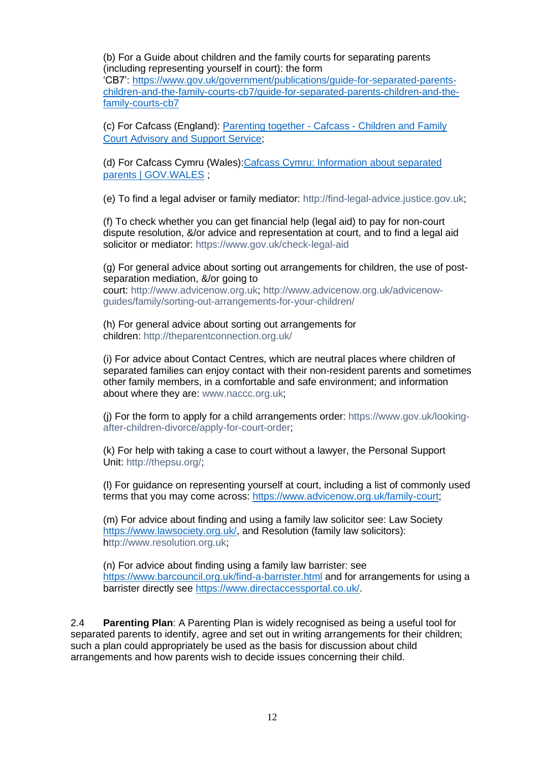(b) For a Guide about children and the family courts for separating parents (including representing yourself in court): the form 'CB7': https://www.gov.uk/government/publications/guide-for-separated-parents-children-and-the-family-courts-cb7/guide-for-separated-parents-children-and-the-family-courts-cb7

(c) For Cafcass (England): Parenting together - Cafcass - Children and Family Court Advisory and Support Service;

(d) For Cafcass Cymru (Wales): Cafcass Cymru: Information about separated parents | GOV.WALES ;

(e) To find a legal adviser or family mediator: http://find-legal-advice.justice.gov.uk;

(f) To check whether you can get financial help (legal aid) to pay for non-court dispute resolution, &/or advice and representation at court, and to find a legal aid solicitor or mediator: https://www.gov.uk/check-legal-aid

(g) For general advice about sorting out arrangements for children, the use of post-separation mediation, &/or going to court: http://www.advicenow.org.uk; http://www.advicenow.org.uk/advicenow-guides/family/sorting-out-arrangements-for-your-children/

(h) For general advice about sorting out arrangements for children: http://theparentconnection.org.uk/

(i) For advice about Contact Centres, which are neutral places where children of separated families can enjoy contact with their non-resident parents and sometimes other family members, in a comfortable and safe environment; and information about where they are: www.naccc.org.uk;

(j) For the form to apply for a child arrangements order: https://www.gov.uk/looking-after-children-divorce/apply-for-court-order;

(k) For help with taking a case to court without a lawyer, the Personal Support Unit: http://thepsu.org/;

(l) For guidance on representing yourself at court, including a list of commonly used terms that you may come across: https://www.advicenow.org.uk/family-court;

(m) For advice about finding and using a family law solicitor see: Law Society https://www.lawsociety.org.uk/, and Resolution (family law solicitors): http://www.resolution.org.uk;

(n) For advice about finding using a family law barrister: see https://www.barcouncil.org.uk/find-a-barrister.html and for arrangements for using a barrister directly see https://www.directaccessportal.co.uk/.

2.4 **Parenting Plan**: A Parenting Plan is widely recognised as being a useful tool for separated parents to identify, agree and set out in writing arrangements for their children; such a plan could appropriately be used as the basis for discussion about child arrangements and how parents wish to decide issues concerning their child.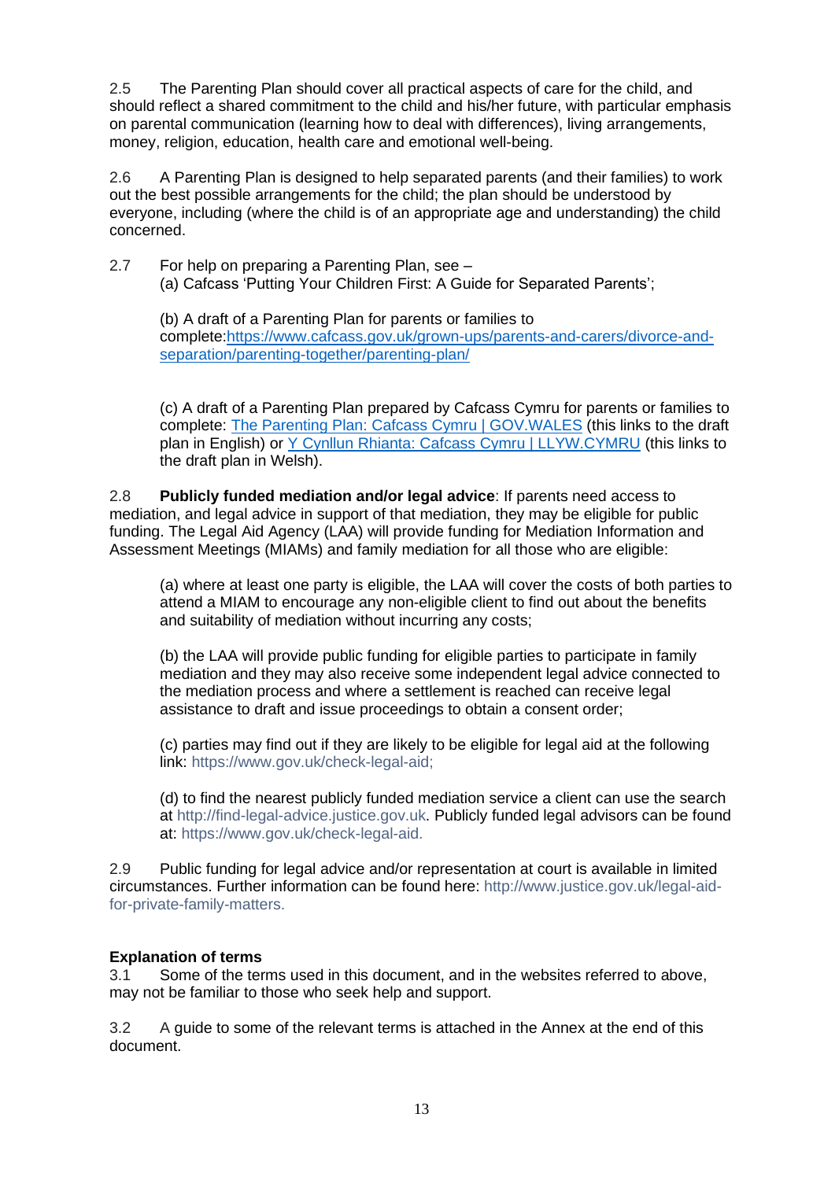2.5 The Parenting Plan should cover all practical aspects of care for the child, and should reflect a shared commitment to the child and his/her future, with particular emphasis on parental communication (learning how to deal with differences), living arrangements, money, religion, education, health care and emotional well-being.

2.6 A Parenting Plan is designed to help separated parents (and their families) to work out the best possible arrangements for the child; the plan should be understood by everyone, including (where the child is of an appropriate age and understanding) the child concerned.

2.7 For help on preparing a Parenting Plan, see –

(a) Cafcass 'Putting Your Children First: A Guide for Separated Parents';

(b) A draft of a Parenting Plan for parents or families to complete: [https://www.cafcass.gov.uk/grown-ups/parents-and-carers/divorce-and-separation/parenting-together/parenting-plan/](https://www.cafcass.gov.uk/grown-ups/parents-and-carers/divorce-and-separation/parenting-together/parenting-plan/)

(c) A draft of a Parenting Plan prepared by Cafcass Cymru for parents or families to complete: [The Parenting Plan: Cafcass Cymru | GOV.WALES]() (this links to the draft plan in English) or [Y Cynllun Rhianta: Cafcass Cymru | LLYW.CYMRU]() (this links to the draft plan in Welsh).

2.8 **Publicly funded mediation and/or legal advice**: If parents need access to mediation, and legal advice in support of that mediation, they may be eligible for public funding. The Legal Aid Agency (LAA) will provide funding for Mediation Information and Assessment Meetings (MIAMs) and family mediation for all those who are eligible:

(a) where at least one party is eligible, the LAA will cover the costs of both parties to attend a MIAM to encourage any non-eligible client to find out about the benefits and suitability of mediation without incurring any costs;

(b) the LAA will provide public funding for eligible parties to participate in family mediation and they may also receive some independent legal advice connected to the mediation process and where a settlement is reached can receive legal assistance to draft and issue proceedings to obtain a consent order;

(c) parties may find out if they are likely to be eligible for legal aid at the following link: https://www.gov.uk/check-legal-aid;

(d) to find the nearest publicly funded mediation service a client can use the search at http://find-legal-advice.justice.gov.uk. Publicly funded legal advisors can be found at: https://www.gov.uk/check-legal-aid.

2.9 Public funding for legal advice and/or representation at court is available in limited circumstances. Further information can be found here: http://www.justice.gov.uk/legal-aid-for-private-family-matters.

**Explanation of terms**

3.1 Some of the terms used in this document, and in the websites referred to above, may not be familiar to those who seek help and support.

3.2 A guide to some of the relevant terms is attached in the Annex at the end of this document.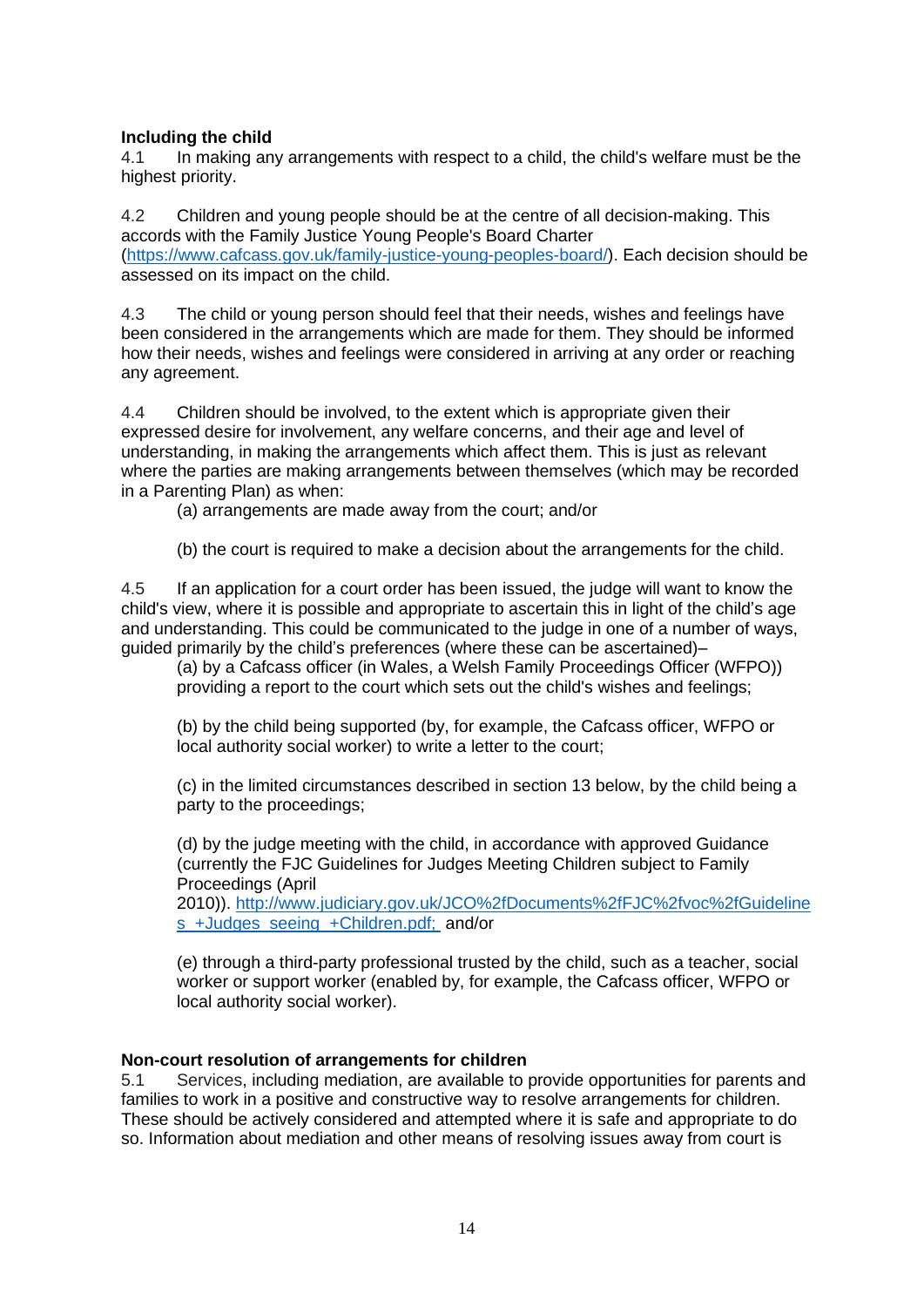**Including the child**

4.1 In making any arrangements with respect to a child, the child's welfare must be the highest priority.

4.2 Children and young people should be at the centre of all decision-making. This accords with the Family Justice Young People's Board Charter (https://www.cafcass.gov.uk/family-justice-young-peoples-board/). Each decision should be assessed on its impact on the child.

4.3 The child or young person should feel that their needs, wishes and feelings have been considered in the arrangements which are made for them. They should be informed how their needs, wishes and feelings were considered in arriving at any order or reaching any agreement.

4.4 Children should be involved, to the extent which is appropriate given their expressed desire for involvement, any welfare concerns, and their age and level of understanding, in making the arrangements which affect them. This is just as relevant where the parties are making arrangements between themselves (which may be recorded in a Parenting Plan) as when:

(a) arrangements are made away from the court; and/or

(b) the court is required to make a decision about the arrangements for the child.

4.5 If an application for a court order has been issued, the judge will want to know the child's view, where it is possible and appropriate to ascertain this in light of the child's age and understanding. This could be communicated to the judge in one of a number of ways, guided primarily by the child's preferences (where these can be ascertained)–

(a) by a Cafcass officer (in Wales, a Welsh Family Proceedings Officer (WFPO)) providing a report to the court which sets out the child's wishes and feelings;

(b) by the child being supported (by, for example, the Cafcass officer, WFPO or local authority social worker) to write a letter to the court;

(c) in the limited circumstances described in section 13 below, by the child being a party to the proceedings;

(d) by the judge meeting with the child, in accordance with approved Guidance (currently the FJC Guidelines for Judges Meeting Children subject to Family Proceedings (April 2010)). http://www.judiciary.gov.uk/JCO%2fDocuments%2fFJC%2fvoc%2fGuidelines_+Judges_seeing_+Children.pdf; and/or

(e) through a third-party professional trusted by the child, such as a teacher, social worker or support worker (enabled by, for example, the Cafcass officer, WFPO or local authority social worker).

**Non-court resolution of arrangements for children**

5.1 Services, including mediation, are available to provide opportunities for parents and families to work in a positive and constructive way to resolve arrangements for children. These should be actively considered and attempted where it is safe and appropriate to do so. Information about mediation and other means of resolving issues away from court is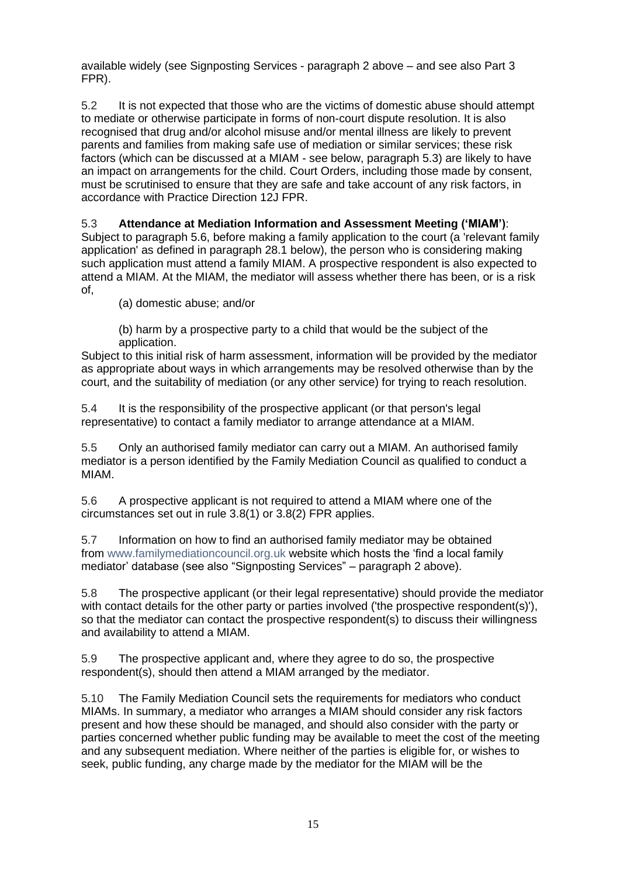available widely (see Signposting Services - paragraph 2 above – and see also Part 3 FPR).

5.2 It is not expected that those who are the victims of domestic abuse should attempt to mediate or otherwise participate in forms of non-court dispute resolution. It is also recognised that drug and/or alcohol misuse and/or mental illness are likely to prevent parents and families from making safe use of mediation or similar services; these risk factors (which can be discussed at a MIAM - see below, paragraph 5.3) are likely to have an impact on arrangements for the child. Court Orders, including those made by consent, must be scrutinised to ensure that they are safe and take account of any risk factors, in accordance with Practice Direction 12J FPR.

5.3 **Attendance at Mediation Information and Assessment Meeting ('MIAM')**: Subject to paragraph 5.6, before making a family application to the court (a 'relevant family application' as defined in paragraph 28.1 below), the person who is considering making such application must attend a family MIAM. A prospective respondent is also expected to attend a MIAM. At the MIAM, the mediator will assess whether there has been, or is a risk of,

(a) domestic abuse; and/or

(b) harm by a prospective party to a child that would be the subject of the application.

Subject to this initial risk of harm assessment, information will be provided by the mediator as appropriate about ways in which arrangements may be resolved otherwise than by the court, and the suitability of mediation (or any other service) for trying to reach resolution.

5.4 It is the responsibility of the prospective applicant (or that person's legal representative) to contact a family mediator to arrange attendance at a MIAM.

5.5 Only an authorised family mediator can carry out a MIAM. An authorised family mediator is a person identified by the Family Mediation Council as qualified to conduct a MIAM.

5.6 A prospective applicant is not required to attend a MIAM where one of the circumstances set out in rule 3.8(1) or 3.8(2) FPR applies.

5.7 Information on how to find an authorised family mediator may be obtained from www.familymediationcouncil.org.uk website which hosts the 'find a local family mediator' database (see also "Signposting Services" – paragraph 2 above).

5.8 The prospective applicant (or their legal representative) should provide the mediator with contact details for the other party or parties involved ('the prospective respondent(s)'), so that the mediator can contact the prospective respondent(s) to discuss their willingness and availability to attend a MIAM.

5.9 The prospective applicant and, where they agree to do so, the prospective respondent(s), should then attend a MIAM arranged by the mediator.

5.10 The Family Mediation Council sets the requirements for mediators who conduct MIAMs. In summary, a mediator who arranges a MIAM should consider any risk factors present and how these should be managed, and should also consider with the party or parties concerned whether public funding may be available to meet the cost of the meeting and any subsequent mediation. Where neither of the parties is eligible for, or wishes to seek, public funding, any charge made by the mediator for the MIAM will be the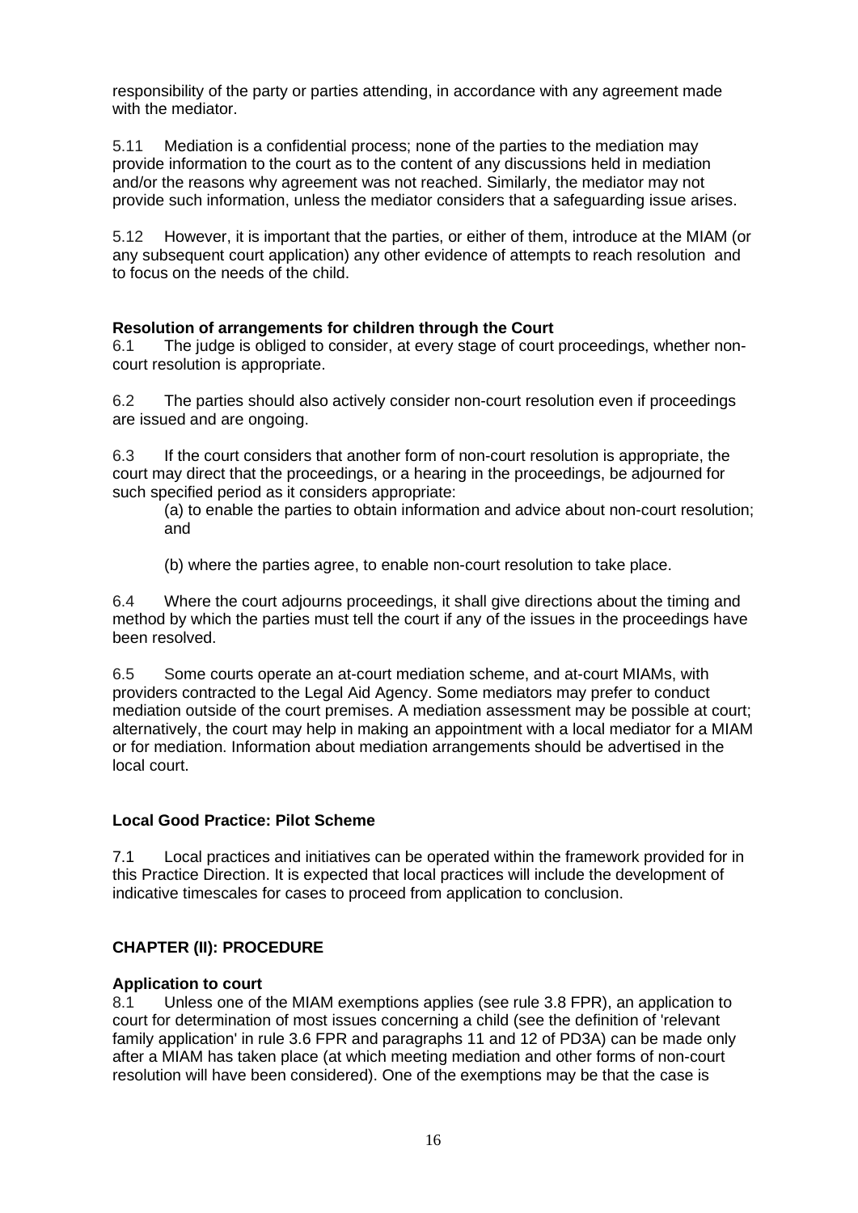responsibility of the party or parties attending, in accordance with any agreement made with the mediator.

5.11 Mediation is a confidential process; none of the parties to the mediation may provide information to the court as to the content of any discussions held in mediation and/or the reasons why agreement was not reached. Similarly, the mediator may not provide such information, unless the mediator considers that a safeguarding issue arises.

5.12 However, it is important that the parties, or either of them, introduce at the MIAM (or any subsequent court application) any other evidence of attempts to reach resolution and to focus on the needs of the child.

**Resolution of arrangements for children through the Court**

6.1 The judge is obliged to consider, at every stage of court proceedings, whether non-court resolution is appropriate.

6.2 The parties should also actively consider non-court resolution even if proceedings are issued and are ongoing.

6.3 If the court considers that another form of non-court resolution is appropriate, the court may direct that the proceedings, or a hearing in the proceedings, be adjourned for such specified period as it considers appropriate:

(a) to enable the parties to obtain information and advice about non-court resolution; and

(b) where the parties agree, to enable non-court resolution to take place.

6.4 Where the court adjourns proceedings, it shall give directions about the timing and method by which the parties must tell the court if any of the issues in the proceedings have been resolved.

6.5 Some courts operate an at-court mediation scheme, and at-court MIAMs, with providers contracted to the Legal Aid Agency. Some mediators may prefer to conduct mediation outside of the court premises. A mediation assessment may be possible at court; alternatively, the court may help in making an appointment with a local mediator for a MIAM or for mediation. Information about mediation arrangements should be advertised in the local court.

**Local Good Practice: Pilot Scheme**

7.1 Local practices and initiatives can be operated within the framework provided for in this Practice Direction. It is expected that local practices will include the development of indicative timescales for cases to proceed from application to conclusion.

## CHAPTER (II): PROCEDURE

**Application to court**

8.1 Unless one of the MIAM exemptions applies (see rule 3.8 FPR), an application to court for determination of most issues concerning a child (see the definition of 'relevant family application' in rule 3.6 FPR and paragraphs 11 and 12 of PD3A) can be made only after a MIAM has taken place (at which meeting mediation and other forms of non-court resolution will have been considered). One of the exemptions may be that the case is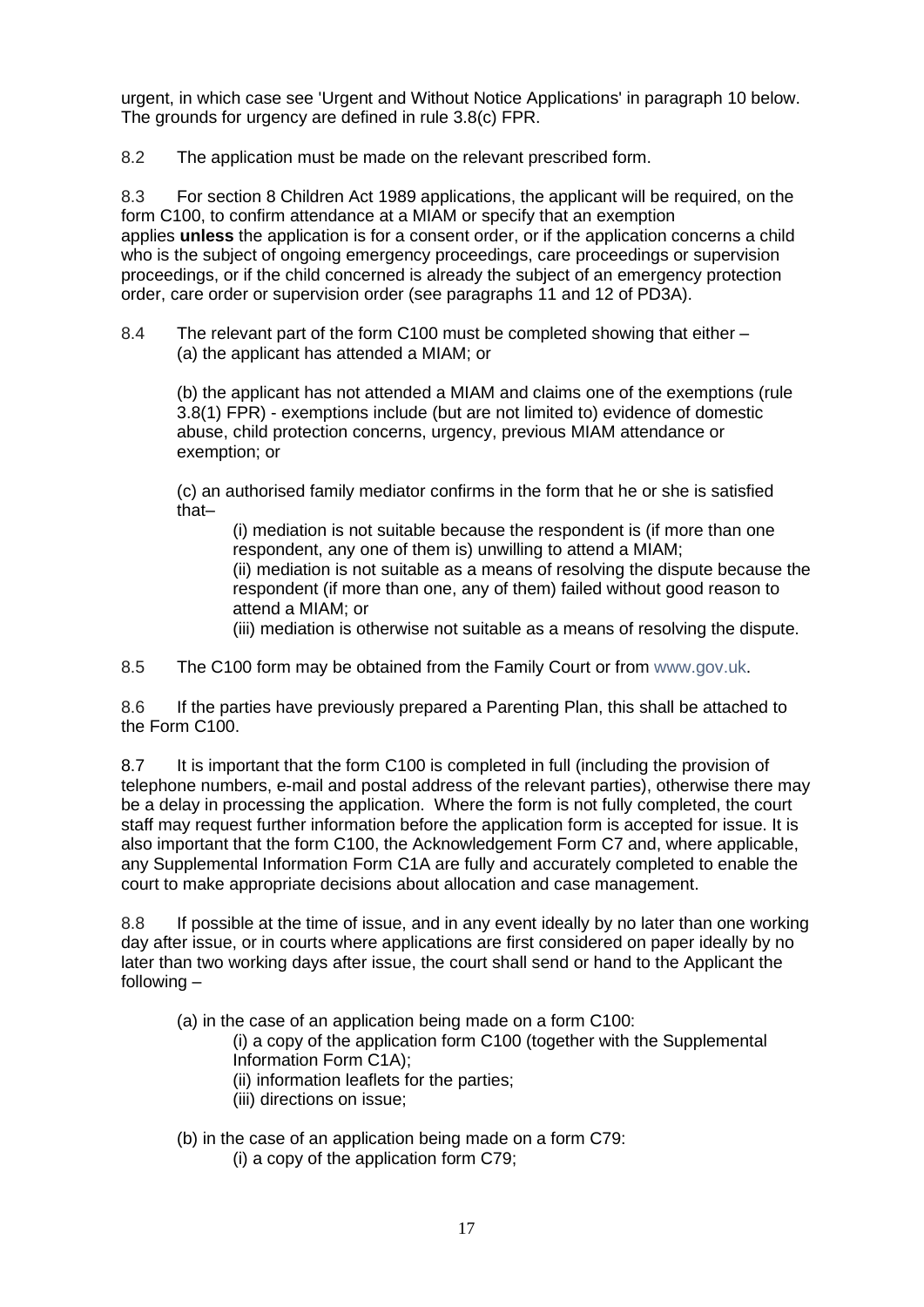urgent, in which case see 'Urgent and Without Notice Applications' in paragraph 10 below. The grounds for urgency are defined in rule 3.8(c) FPR.

8.2 The application must be made on the relevant prescribed form.

8.3 For section 8 Children Act 1989 applications, the applicant will be required, on the form C100, to confirm attendance at a MIAM or specify that an exemption applies **unless** the application is for a consent order, or if the application concerns a child who is the subject of ongoing emergency proceedings, care proceedings or supervision proceedings, or if the child concerned is already the subject of an emergency protection order, care order or supervision order (see paragraphs 11 and 12 of PD3A).

8.4 The relevant part of the form C100 must be completed showing that either –
(a) the applicant has attended a MIAM; or

(b) the applicant has not attended a MIAM and claims one of the exemptions (rule 3.8(1) FPR) - exemptions include (but are not limited to) evidence of domestic abuse, child protection concerns, urgency, previous MIAM attendance or exemption; or

(c) an authorised family mediator confirms in the form that he or she is satisfied that–

(i) mediation is not suitable because the respondent is (if more than one respondent, any one of them is) unwilling to attend a MIAM;
(ii) mediation is not suitable as a means of resolving the dispute because the respondent (if more than one, any of them) failed without good reason to attend a MIAM; or
(iii) mediation is otherwise not suitable as a means of resolving the dispute.

8.5 The C100 form may be obtained from the Family Court or from www.gov.uk.

8.6 If the parties have previously prepared a Parenting Plan, this shall be attached to the Form C100.

8.7 It is important that the form C100 is completed in full (including the provision of telephone numbers, e-mail and postal address of the relevant parties), otherwise there may be a delay in processing the application. Where the form is not fully completed, the court staff may request further information before the application form is accepted for issue. It is also important that the form C100, the Acknowledgement Form C7 and, where applicable, any Supplemental Information Form C1A are fully and accurately completed to enable the court to make appropriate decisions about allocation and case management.

8.8 If possible at the time of issue, and in any event ideally by no later than one working day after issue, or in courts where applications are first considered on paper ideally by no later than two working days after issue, the court shall send or hand to the Applicant the following –

(a) in the case of an application being made on a form C100:

(i) a copy of the application form C100 (together with the Supplemental Information Form C1A);
(ii) information leaflets for the parties;
(iii) directions on issue;

(b) in the case of an application being made on a form C79:

(i) a copy of the application form C79;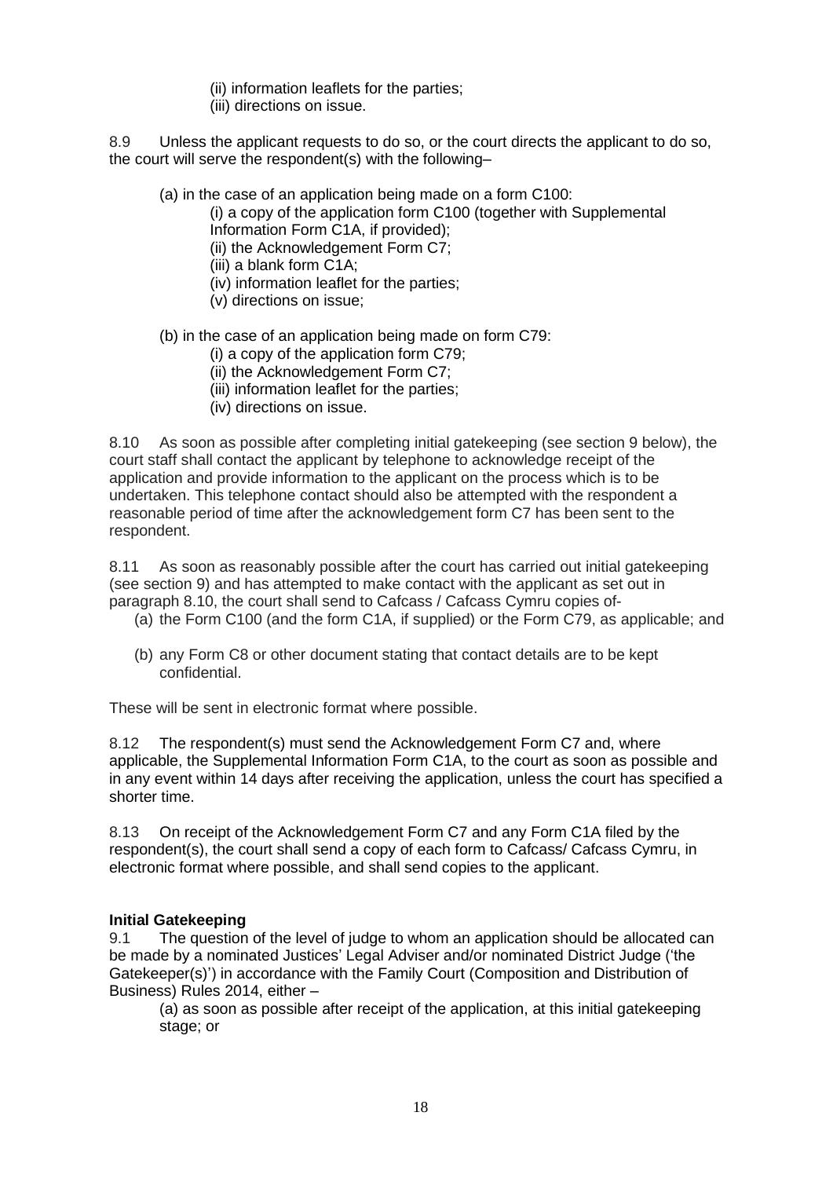(ii) information leaflets for the parties;
(iii) directions on issue.

8.9 Unless the applicant requests to do so, or the court directs the applicant to do so, the court will serve the respondent(s) with the following–

(a) in the case of an application being made on a form C100:
(i) a copy of the application form C100 (together with Supplemental Information Form C1A, if provided);
(ii) the Acknowledgement Form C7;
(iii) a blank form C1A;
(iv) information leaflet for the parties;
(v) directions on issue;

(b) in the case of an application being made on form C79:
(i) a copy of the application form C79;
(ii) the Acknowledgement Form C7;
(iii) information leaflet for the parties;
(iv) directions on issue.

8.10 As soon as possible after completing initial gatekeeping (see section 9 below), the court staff shall contact the applicant by telephone to acknowledge receipt of the application and provide information to the applicant on the process which is to be undertaken. This telephone contact should also be attempted with the respondent a reasonable period of time after the acknowledgement form C7 has been sent to the respondent.

8.11 As soon as reasonably possible after the court has carried out initial gatekeeping (see section 9) and has attempted to make contact with the applicant as set out in paragraph 8.10, the court shall send to Cafcass / Cafcass Cymru copies of-

(a) the Form C100 (and the form C1A, if supplied) or the Form C79, as applicable; and

(b) any Form C8 or other document stating that contact details are to be kept confidential.

These will be sent in electronic format where possible.

8.12 The respondent(s) must send the Acknowledgement Form C7 and, where applicable, the Supplemental Information Form C1A, to the court as soon as possible and in any event within 14 days after receiving the application, unless the court has specified a shorter time.

8.13 On receipt of the Acknowledgement Form C7 and any Form C1A filed by the respondent(s), the court shall send a copy of each form to Cafcass/ Cafcass Cymru, in electronic format where possible, and shall send copies to the applicant.

**Initial Gatekeeping**

9.1 The question of the level of judge to whom an application should be allocated can be made by a nominated Justices' Legal Adviser and/or nominated District Judge ('the Gatekeeper(s)') in accordance with the Family Court (Composition and Distribution of Business) Rules 2014, either –

(a) as soon as possible after receipt of the application, at this initial gatekeeping stage; or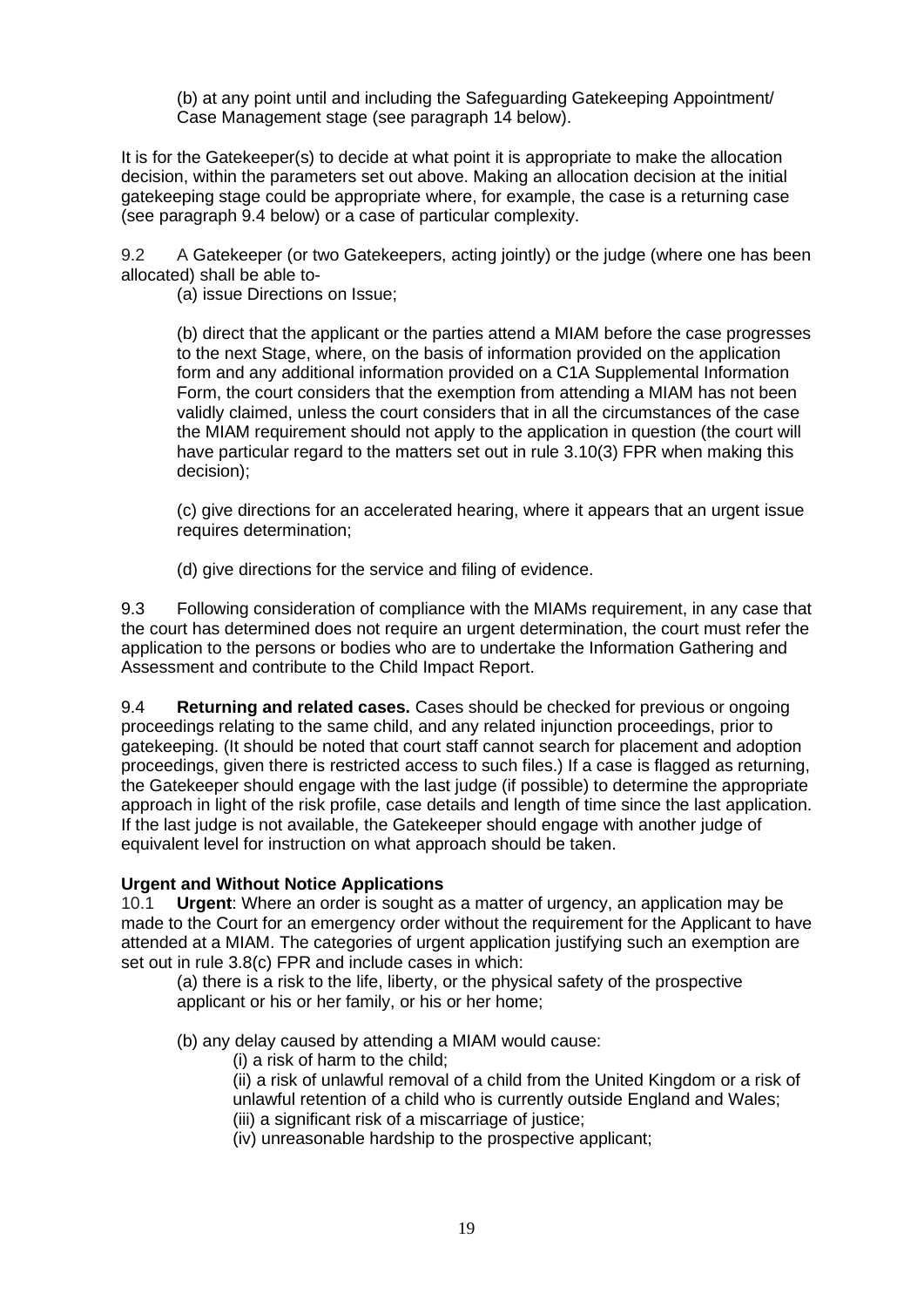(b) at any point until and including the Safeguarding Gatekeeping Appointment/ Case Management stage (see paragraph 14 below).

It is for the Gatekeeper(s) to decide at what point it is appropriate to make the allocation decision, within the parameters set out above. Making an allocation decision at the initial gatekeeping stage could be appropriate where, for example, the case is a returning case (see paragraph 9.4 below) or a case of particular complexity.

9.2 A Gatekeeper (or two Gatekeepers, acting jointly) or the judge (where one has been allocated) shall be able to-

(a) issue Directions on Issue;

(b) direct that the applicant or the parties attend a MIAM before the case progresses to the next Stage, where, on the basis of information provided on the application form and any additional information provided on a C1A Supplemental Information Form, the court considers that the exemption from attending a MIAM has not been validly claimed, unless the court considers that in all the circumstances of the case the MIAM requirement should not apply to the application in question (the court will have particular regard to the matters set out in rule 3.10(3) FPR when making this decision);

(c) give directions for an accelerated hearing, where it appears that an urgent issue requires determination;

(d) give directions for the service and filing of evidence.

9.3 Following consideration of compliance with the MIAMs requirement, in any case that the court has determined does not require an urgent determination, the court must refer the application to the persons or bodies who are to undertake the Information Gathering and Assessment and contribute to the Child Impact Report.

9.4 **Returning and related cases.** Cases should be checked for previous or ongoing proceedings relating to the same child, and any related injunction proceedings, prior to gatekeeping. (It should be noted that court staff cannot search for placement and adoption proceedings, given there is restricted access to such files.) If a case is flagged as returning, the Gatekeeper should engage with the last judge (if possible) to determine the appropriate approach in light of the risk profile, case details and length of time since the last application. If the last judge is not available, the Gatekeeper should engage with another judge of equivalent level for instruction on what approach should be taken.

**Urgent and Without Notice Applications**

10.1 **Urgent**: Where an order is sought as a matter of urgency, an application may be made to the Court for an emergency order without the requirement for the Applicant to have attended at a MIAM. The categories of urgent application justifying such an exemption are set out in rule 3.8(c) FPR and include cases in which:

(a) there is a risk to the life, liberty, or the physical safety of the prospective applicant or his or her family, or his or her home;

(b) any delay caused by attending a MIAM would cause:

(i) a risk of harm to the child;
(ii) a risk of unlawful removal of a child from the United Kingdom or a risk of unlawful retention of a child who is currently outside England and Wales;
(iii) a significant risk of a miscarriage of justice;
(iv) unreasonable hardship to the prospective applicant;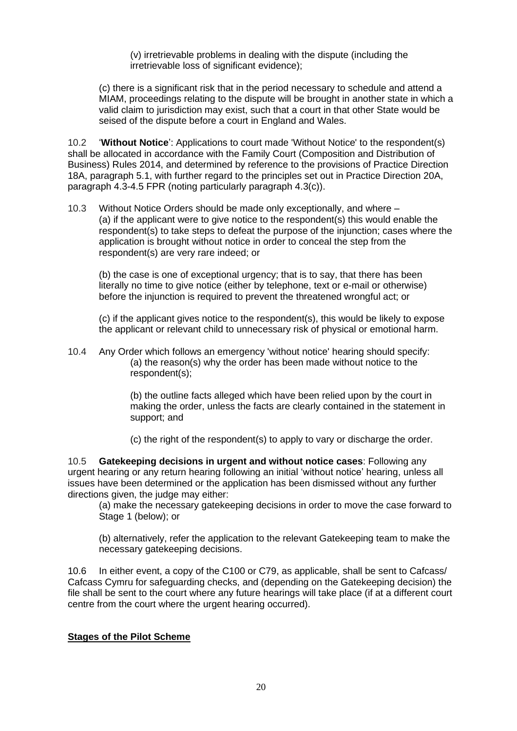(v) irretrievable problems in dealing with the dispute (including the irretrievable loss of significant evidence);

(c) there is a significant risk that in the period necessary to schedule and attend a MIAM, proceedings relating to the dispute will be brought in another state in which a valid claim to jurisdiction may exist, such that a court in that other State would be seised of the dispute before a court in England and Wales.

10.2 '**Without Notice**': Applications to court made 'Without Notice' to the respondent(s) shall be allocated in accordance with the Family Court (Composition and Distribution of Business) Rules 2014, and determined by reference to the provisions of Practice Direction 18A, paragraph 5.1, with further regard to the principles set out in Practice Direction 20A, paragraph 4.3-4.5 FPR (noting particularly paragraph 4.3(c)).

10.3 Without Notice Orders should be made only exceptionally, and where –
(a) if the applicant were to give notice to the respondent(s) this would enable the respondent(s) to take steps to defeat the purpose of the injunction; cases where the application is brought without notice in order to conceal the step from the respondent(s) are very rare indeed; or

(b) the case is one of exceptional urgency; that is to say, that there has been literally no time to give notice (either by telephone, text or e-mail or otherwise) before the injunction is required to prevent the threatened wrongful act; or

(c) if the applicant gives notice to the respondent(s), this would be likely to expose the applicant or relevant child to unnecessary risk of physical or emotional harm.

10.4 Any Order which follows an emergency 'without notice' hearing should specify:
(a) the reason(s) why the order has been made without notice to the respondent(s);

(b) the outline facts alleged which have been relied upon by the court in making the order, unless the facts are clearly contained in the statement in support; and

(c) the right of the respondent(s) to apply to vary or discharge the order.

10.5 **Gatekeeping decisions in urgent and without notice cases**: Following any urgent hearing or any return hearing following an initial 'without notice' hearing, unless all issues have been determined or the application has been dismissed without any further directions given, the judge may either:

(a) make the necessary gatekeeping decisions in order to move the case forward to Stage 1 (below); or

(b) alternatively, refer the application to the relevant Gatekeeping team to make the necessary gatekeeping decisions.

10.6 In either event, a copy of the C100 or C79, as applicable, shall be sent to Cafcass/ Cafcass Cymru for safeguarding checks, and (depending on the Gatekeeping decision) the file shall be sent to the court where any future hearings will take place (if at a different court centre from the court where the urgent hearing occurred).

## Stages of the Pilot Scheme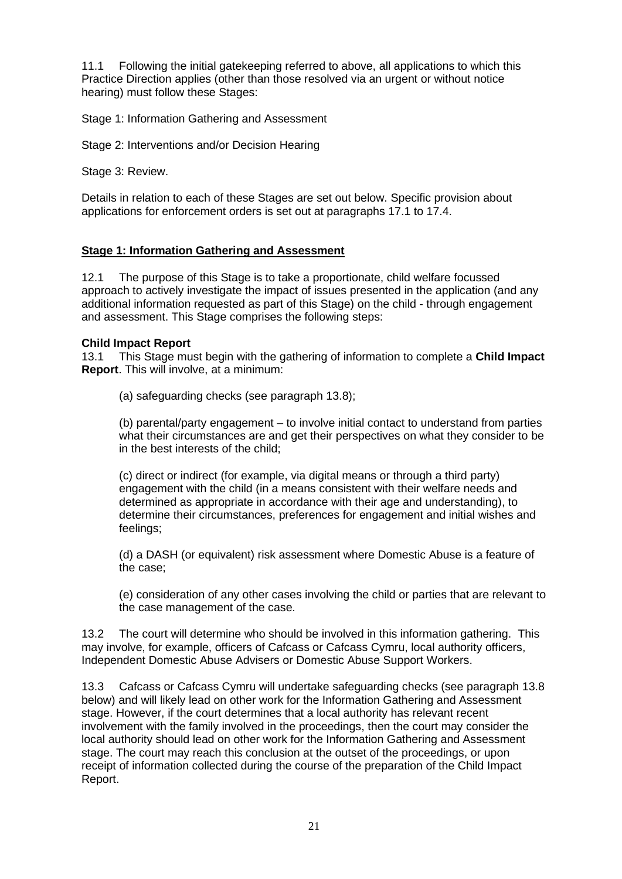11.1 Following the initial gatekeeping referred to above, all applications to which this Practice Direction applies (other than those resolved via an urgent or without notice hearing) must follow these Stages:

Stage 1: Information Gathering and Assessment

Stage 2: Interventions and/or Decision Hearing

Stage 3: Review.

Details in relation to each of these Stages are set out below. Specific provision about applications for enforcement orders is set out at paragraphs 17.1 to 17.4.

## Stage 1: Information Gathering and Assessment

12.1 The purpose of this Stage is to take a proportionate, child welfare focussed approach to actively investigate the impact of issues presented in the application (and any additional information requested as part of this Stage) on the child - through engagement and assessment. This Stage comprises the following steps:

### Child Impact Report

13.1 This Stage must begin with the gathering of information to complete a **Child Impact Report**. This will involve, at a minimum:

(a) safeguarding checks (see paragraph 13.8);

(b) parental/party engagement – to involve initial contact to understand from parties what their circumstances are and get their perspectives on what they consider to be in the best interests of the child;

(c) direct or indirect (for example, via digital means or through a third party) engagement with the child (in a means consistent with their welfare needs and determined as appropriate in accordance with their age and understanding), to determine their circumstances, preferences for engagement and initial wishes and feelings;

(d) a DASH (or equivalent) risk assessment where Domestic Abuse is a feature of the case;

(e) consideration of any other cases involving the child or parties that are relevant to the case management of the case.

13.2 The court will determine who should be involved in this information gathering. This may involve, for example, officers of Cafcass or Cafcass Cymru, local authority officers, Independent Domestic Abuse Advisers or Domestic Abuse Support Workers.

13.3 Cafcass or Cafcass Cymru will undertake safeguarding checks (see paragraph 13.8 below) and will likely lead on other work for the Information Gathering and Assessment stage. However, if the court determines that a local authority has relevant recent involvement with the family involved in the proceedings, then the court may consider the local authority should lead on other work for the Information Gathering and Assessment stage. The court may reach this conclusion at the outset of the proceedings, or upon receipt of information collected during the course of the preparation of the Child Impact Report.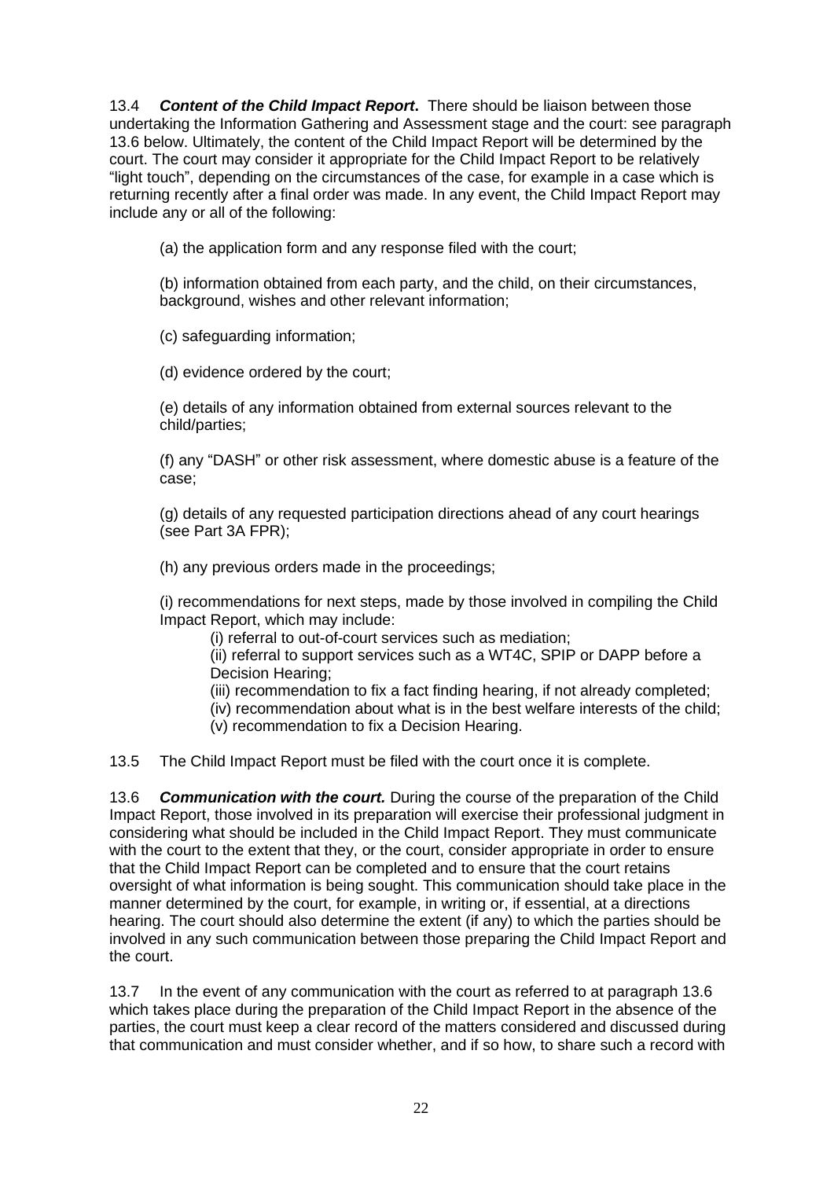13.4 ***Content of the Child Impact Report*.** There should be liaison between those undertaking the Information Gathering and Assessment stage and the court: see paragraph 13.6 below. Ultimately, the content of the Child Impact Report will be determined by the court. The court may consider it appropriate for the Child Impact Report to be relatively "light touch", depending on the circumstances of the case, for example in a case which is returning recently after a final order was made. In any event, the Child Impact Report may include any or all of the following:

(a) the application form and any response filed with the court;

(b) information obtained from each party, and the child, on their circumstances, background, wishes and other relevant information;

(c) safeguarding information;

(d) evidence ordered by the court;

(e) details of any information obtained from external sources relevant to the child/parties;

(f) any "DASH" or other risk assessment, where domestic abuse is a feature of the case;

(g) details of any requested participation directions ahead of any court hearings (see Part 3A FPR);

(h) any previous orders made in the proceedings;

(i) recommendations for next steps, made by those involved in compiling the Child Impact Report, which may include:

(i) referral to out-of-court services such as mediation;
(ii) referral to support services such as a WT4C, SPIP or DAPP before a Decision Hearing;
(iii) recommendation to fix a fact finding hearing, if not already completed;
(iv) recommendation about what is in the best welfare interests of the child;
(v) recommendation to fix a Decision Hearing.

13.5 The Child Impact Report must be filed with the court once it is complete.

13.6 ***Communication with the court.*** During the course of the preparation of the Child Impact Report, those involved in its preparation will exercise their professional judgment in considering what should be included in the Child Impact Report. They must communicate with the court to the extent that they, or the court, consider appropriate in order to ensure that the Child Impact Report can be completed and to ensure that the court retains oversight of what information is being sought. This communication should take place in the manner determined by the court, for example, in writing or, if essential, at a directions hearing. The court should also determine the extent (if any) to which the parties should be involved in any such communication between those preparing the Child Impact Report and the court.

13.7 In the event of any communication with the court as referred to at paragraph 13.6 which takes place during the preparation of the Child Impact Report in the absence of the parties, the court must keep a clear record of the matters considered and discussed during that communication and must consider whether, and if so how, to share such a record with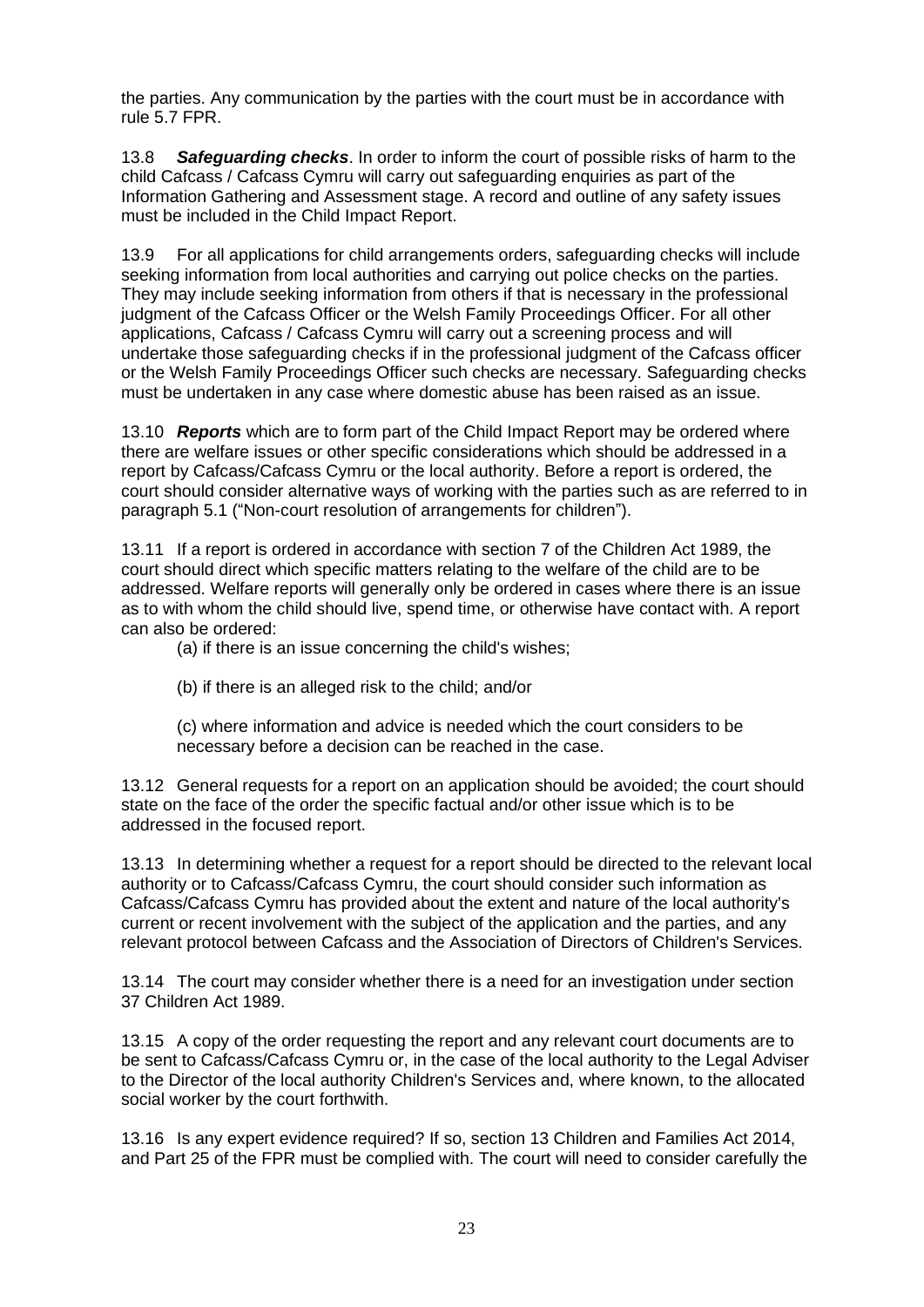the parties. Any communication by the parties with the court must be in accordance with rule 5.7 FPR.

13.8 ***Safeguarding checks***. In order to inform the court of possible risks of harm to the child Cafcass / Cafcass Cymru will carry out safeguarding enquiries as part of the Information Gathering and Assessment stage. A record and outline of any safety issues must be included in the Child Impact Report.

13.9 For all applications for child arrangements orders, safeguarding checks will include seeking information from local authorities and carrying out police checks on the parties. They may include seeking information from others if that is necessary in the professional judgment of the Cafcass Officer or the Welsh Family Proceedings Officer. For all other applications, Cafcass / Cafcass Cymru will carry out a screening process and will undertake those safeguarding checks if in the professional judgment of the Cafcass officer or the Welsh Family Proceedings Officer such checks are necessary. Safeguarding checks must be undertaken in any case where domestic abuse has been raised as an issue.

13.10 ***Reports*** which are to form part of the Child Impact Report may be ordered where there are welfare issues or other specific considerations which should be addressed in a report by Cafcass/Cafcass Cymru or the local authority. Before a report is ordered, the court should consider alternative ways of working with the parties such as are referred to in paragraph 5.1 ("Non-court resolution of arrangements for children").

13.11 If a report is ordered in accordance with section 7 of the Children Act 1989, the court should direct which specific matters relating to the welfare of the child are to be addressed. Welfare reports will generally only be ordered in cases where there is an issue as to with whom the child should live, spend time, or otherwise have contact with. A report can also be ordered:

(a) if there is an issue concerning the child's wishes;

(b) if there is an alleged risk to the child; and/or

(c) where information and advice is needed which the court considers to be necessary before a decision can be reached in the case.

13.12 General requests for a report on an application should be avoided; the court should state on the face of the order the specific factual and/or other issue which is to be addressed in the focused report.

13.13 In determining whether a request for a report should be directed to the relevant local authority or to Cafcass/Cafcass Cymru, the court should consider such information as Cafcass/Cafcass Cymru has provided about the extent and nature of the local authority's current or recent involvement with the subject of the application and the parties, and any relevant protocol between Cafcass and the Association of Directors of Children's Services.

13.14 The court may consider whether there is a need for an investigation under section 37 Children Act 1989.

13.15 A copy of the order requesting the report and any relevant court documents are to be sent to Cafcass/Cafcass Cymru or, in the case of the local authority to the Legal Adviser to the Director of the local authority Children's Services and, where known, to the allocated social worker by the court forthwith.

13.16 Is any expert evidence required? If so, section 13 Children and Families Act 2014, and Part 25 of the FPR must be complied with. The court will need to consider carefully the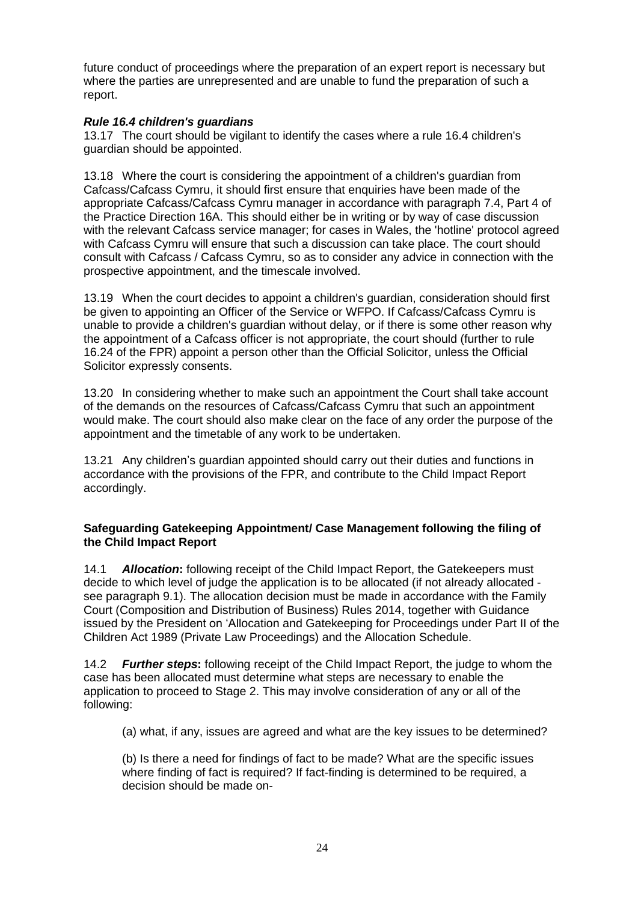future conduct of proceedings where the preparation of an expert report is necessary but where the parties are unrepresented and are unable to fund the preparation of such a report.

***Rule 16.4 children's guardians***

13.17 The court should be vigilant to identify the cases where a rule 16.4 children's guardian should be appointed.

13.18 Where the court is considering the appointment of a children's guardian from Cafcass/Cafcass Cymru, it should first ensure that enquiries have been made of the appropriate Cafcass/Cafcass Cymru manager in accordance with paragraph 7.4, Part 4 of the Practice Direction 16A. This should either be in writing or by way of case discussion with the relevant Cafcass service manager; for cases in Wales, the 'hotline' protocol agreed with Cafcass Cymru will ensure that such a discussion can take place. The court should consult with Cafcass / Cafcass Cymru, so as to consider any advice in connection with the prospective appointment, and the timescale involved.

13.19 When the court decides to appoint a children's guardian, consideration should first be given to appointing an Officer of the Service or WFPO. If Cafcass/Cafcass Cymru is unable to provide a children's guardian without delay, or if there is some other reason why the appointment of a Cafcass officer is not appropriate, the court should (further to rule 16.24 of the FPR) appoint a person other than the Official Solicitor, unless the Official Solicitor expressly consents.

13.20 In considering whether to make such an appointment the Court shall take account of the demands on the resources of Cafcass/Cafcass Cymru that such an appointment would make. The court should also make clear on the face of any order the purpose of the appointment and the timetable of any work to be undertaken.

13.21 Any children's guardian appointed should carry out their duties and functions in accordance with the provisions of the FPR, and contribute to the Child Impact Report accordingly.

**Safeguarding Gatekeeping Appointment/ Case Management following the filing of the Child Impact Report**

14.1 ***Allocation*:** following receipt of the Child Impact Report, the Gatekeepers must decide to which level of judge the application is to be allocated (if not already allocated - see paragraph 9.1). The allocation decision must be made in accordance with the Family Court (Composition and Distribution of Business) Rules 2014, together with Guidance issued by the President on 'Allocation and Gatekeeping for Proceedings under Part II of the Children Act 1989 (Private Law Proceedings) and the Allocation Schedule.

14.2 ***Further steps*:** following receipt of the Child Impact Report, the judge to whom the case has been allocated must determine what steps are necessary to enable the application to proceed to Stage 2. This may involve consideration of any or all of the following:

(a) what, if any, issues are agreed and what are the key issues to be determined?

(b) Is there a need for findings of fact to be made? What are the specific issues where finding of fact is required? If fact-finding is determined to be required, a decision should be made on-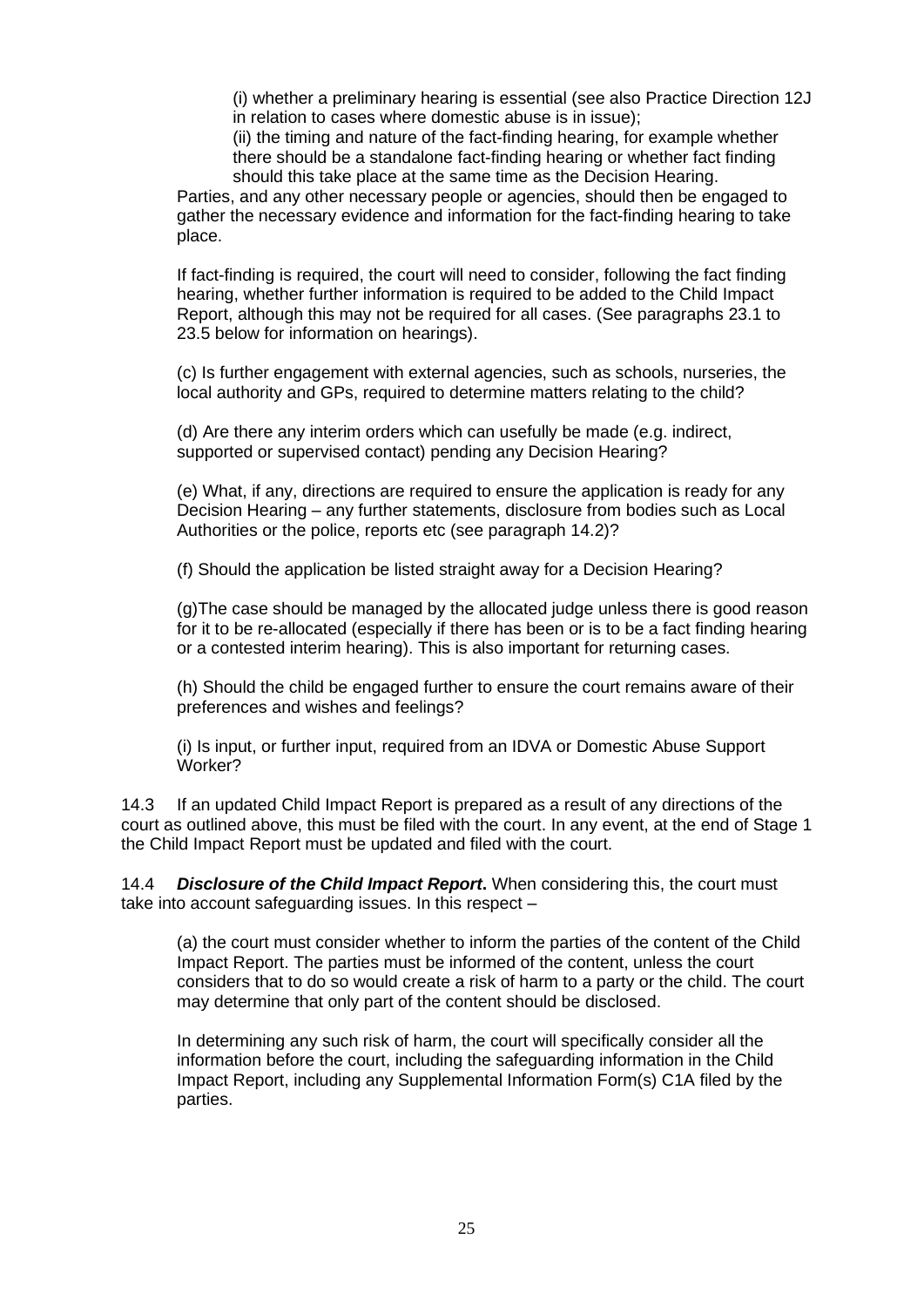(i) whether a preliminary hearing is essential (see also Practice Direction 12J in relation to cases where domestic abuse is in issue);

(ii) the timing and nature of the fact-finding hearing, for example whether there should be a standalone fact-finding hearing or whether fact finding should this take place at the same time as the Decision Hearing.

Parties, and any other necessary people or agencies, should then be engaged to gather the necessary evidence and information for the fact-finding hearing to take place.

If fact-finding is required, the court will need to consider, following the fact finding hearing, whether further information is required to be added to the Child Impact Report, although this may not be required for all cases. (See paragraphs 23.1 to 23.5 below for information on hearings).

(c) Is further engagement with external agencies, such as schools, nurseries, the local authority and GPs, required to determine matters relating to the child?

(d) Are there any interim orders which can usefully be made (e.g. indirect, supported or supervised contact) pending any Decision Hearing?

(e) What, if any, directions are required to ensure the application is ready for any Decision Hearing – any further statements, disclosure from bodies such as Local Authorities or the police, reports etc (see paragraph 14.2)?

(f) Should the application be listed straight away for a Decision Hearing?

(g)The case should be managed by the allocated judge unless there is good reason for it to be re-allocated (especially if there has been or is to be a fact finding hearing or a contested interim hearing). This is also important for returning cases.

(h) Should the child be engaged further to ensure the court remains aware of their preferences and wishes and feelings?

(i) Is input, or further input, required from an IDVA or Domestic Abuse Support Worker?

14.3 If an updated Child Impact Report is prepared as a result of any directions of the court as outlined above, this must be filed with the court. In any event, at the end of Stage 1 the Child Impact Report must be updated and filed with the court.

14.4 ***Disclosure of the Child Impact Report*.** When considering this, the court must take into account safeguarding issues. In this respect –

(a) the court must consider whether to inform the parties of the content of the Child Impact Report. The parties must be informed of the content, unless the court considers that to do so would create a risk of harm to a party or the child. The court may determine that only part of the content should be disclosed.

In determining any such risk of harm, the court will specifically consider all the information before the court, including the safeguarding information in the Child Impact Report, including any Supplemental Information Form(s) C1A filed by the parties.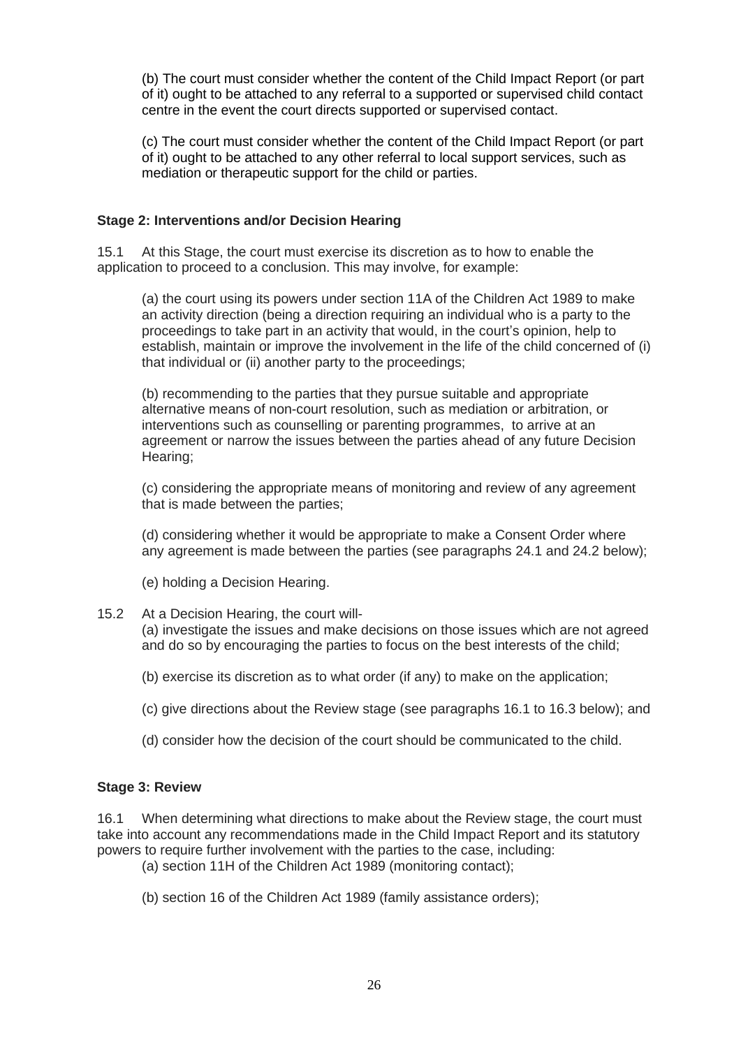(b) The court must consider whether the content of the Child Impact Report (or part of it) ought to be attached to any referral to a supported or supervised child contact centre in the event the court directs supported or supervised contact.

(c) The court must consider whether the content of the Child Impact Report (or part of it) ought to be attached to any other referral to local support services, such as mediation or therapeutic support for the child or parties.

**Stage 2: Interventions and/or Decision Hearing**

15.1 At this Stage, the court must exercise its discretion as to how to enable the application to proceed to a conclusion. This may involve, for example:

(a) the court using its powers under section 11A of the Children Act 1989 to make an activity direction (being a direction requiring an individual who is a party to the proceedings to take part in an activity that would, in the court's opinion, help to establish, maintain or improve the involvement in the life of the child concerned of (i) that individual or (ii) another party to the proceedings;

(b) recommending to the parties that they pursue suitable and appropriate alternative means of non-court resolution, such as mediation or arbitration, or interventions such as counselling or parenting programmes, to arrive at an agreement or narrow the issues between the parties ahead of any future Decision Hearing;

(c) considering the appropriate means of monitoring and review of any agreement that is made between the parties;

(d) considering whether it would be appropriate to make a Consent Order where any agreement is made between the parties (see paragraphs 24.1 and 24.2 below);

(e) holding a Decision Hearing.

15.2 At a Decision Hearing, the court will-

(a) investigate the issues and make decisions on those issues which are not agreed and do so by encouraging the parties to focus on the best interests of the child;

(b) exercise its discretion as to what order (if any) to make on the application;

(c) give directions about the Review stage (see paragraphs 16.1 to 16.3 below); and

(d) consider how the decision of the court should be communicated to the child.

**Stage 3: Review**

16.1 When determining what directions to make about the Review stage, the court must take into account any recommendations made in the Child Impact Report and its statutory powers to require further involvement with the parties to the case, including:

(a) section 11H of the Children Act 1989 (monitoring contact);

(b) section 16 of the Children Act 1989 (family assistance orders);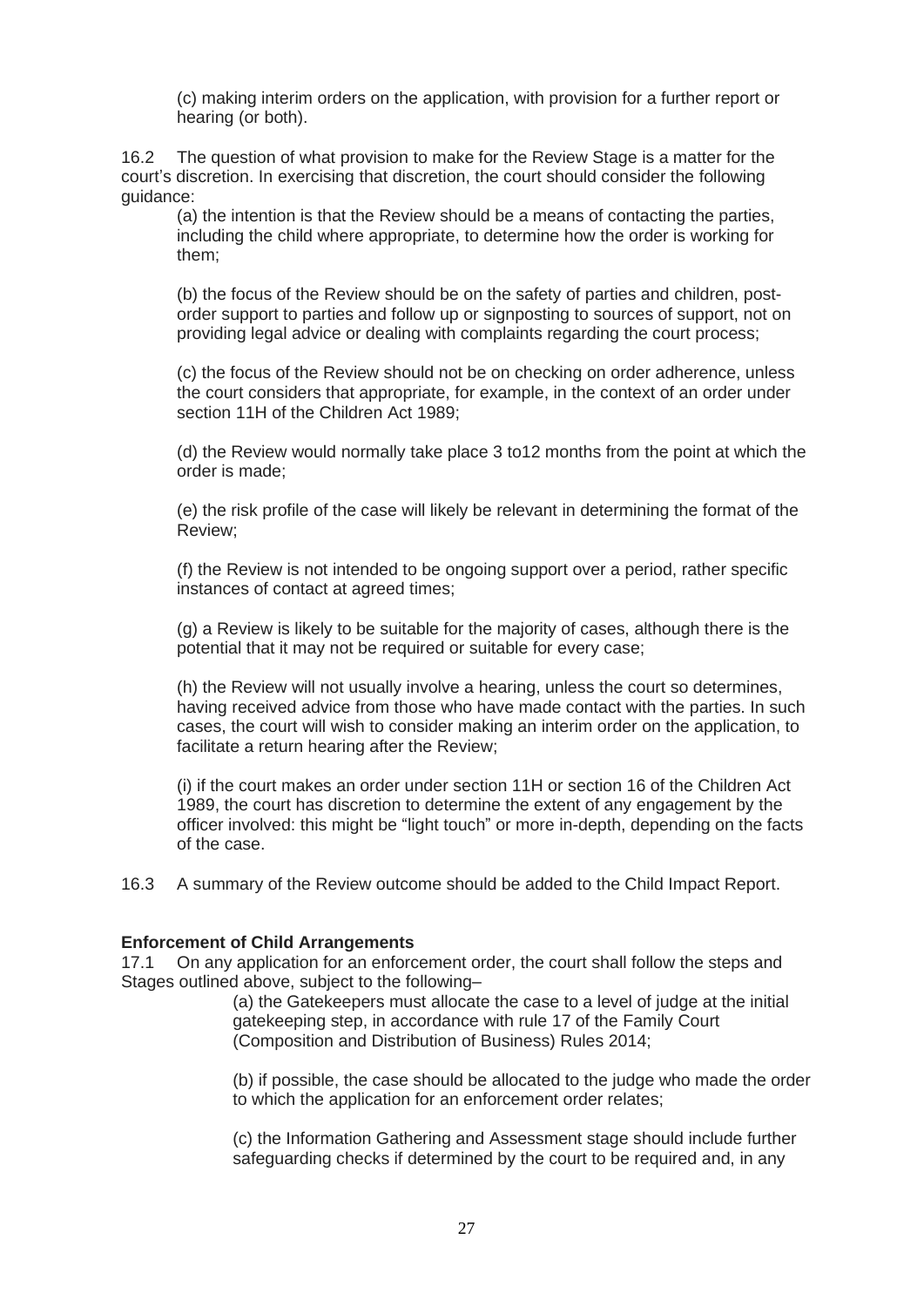(c) making interim orders on the application, with provision for a further report or hearing (or both).

16.2 The question of what provision to make for the Review Stage is a matter for the court's discretion. In exercising that discretion, the court should consider the following guidance:

(a) the intention is that the Review should be a means of contacting the parties, including the child where appropriate, to determine how the order is working for them;

(b) the focus of the Review should be on the safety of parties and children, post-order support to parties and follow up or signposting to sources of support, not on providing legal advice or dealing with complaints regarding the court process;

(c) the focus of the Review should not be on checking on order adherence, unless the court considers that appropriate, for example, in the context of an order under section 11H of the Children Act 1989;

(d) the Review would normally take place 3 to12 months from the point at which the order is made;

(e) the risk profile of the case will likely be relevant in determining the format of the Review;

(f) the Review is not intended to be ongoing support over a period, rather specific instances of contact at agreed times;

(g) a Review is likely to be suitable for the majority of cases, although there is the potential that it may not be required or suitable for every case;

(h) the Review will not usually involve a hearing, unless the court so determines, having received advice from those who have made contact with the parties. In such cases, the court will wish to consider making an interim order on the application, to facilitate a return hearing after the Review;

(i) if the court makes an order under section 11H or section 16 of the Children Act 1989, the court has discretion to determine the extent of any engagement by the officer involved: this might be "light touch" or more in-depth, depending on the facts of the case.

16.3 A summary of the Review outcome should be added to the Child Impact Report.

**Enforcement of Child Arrangements**

17.1 On any application for an enforcement order, the court shall follow the steps and Stages outlined above, subject to the following–

(a) the Gatekeepers must allocate the case to a level of judge at the initial gatekeeping step, in accordance with rule 17 of the Family Court (Composition and Distribution of Business) Rules 2014;

(b) if possible, the case should be allocated to the judge who made the order to which the application for an enforcement order relates;

(c) the Information Gathering and Assessment stage should include further safeguarding checks if determined by the court to be required and, in any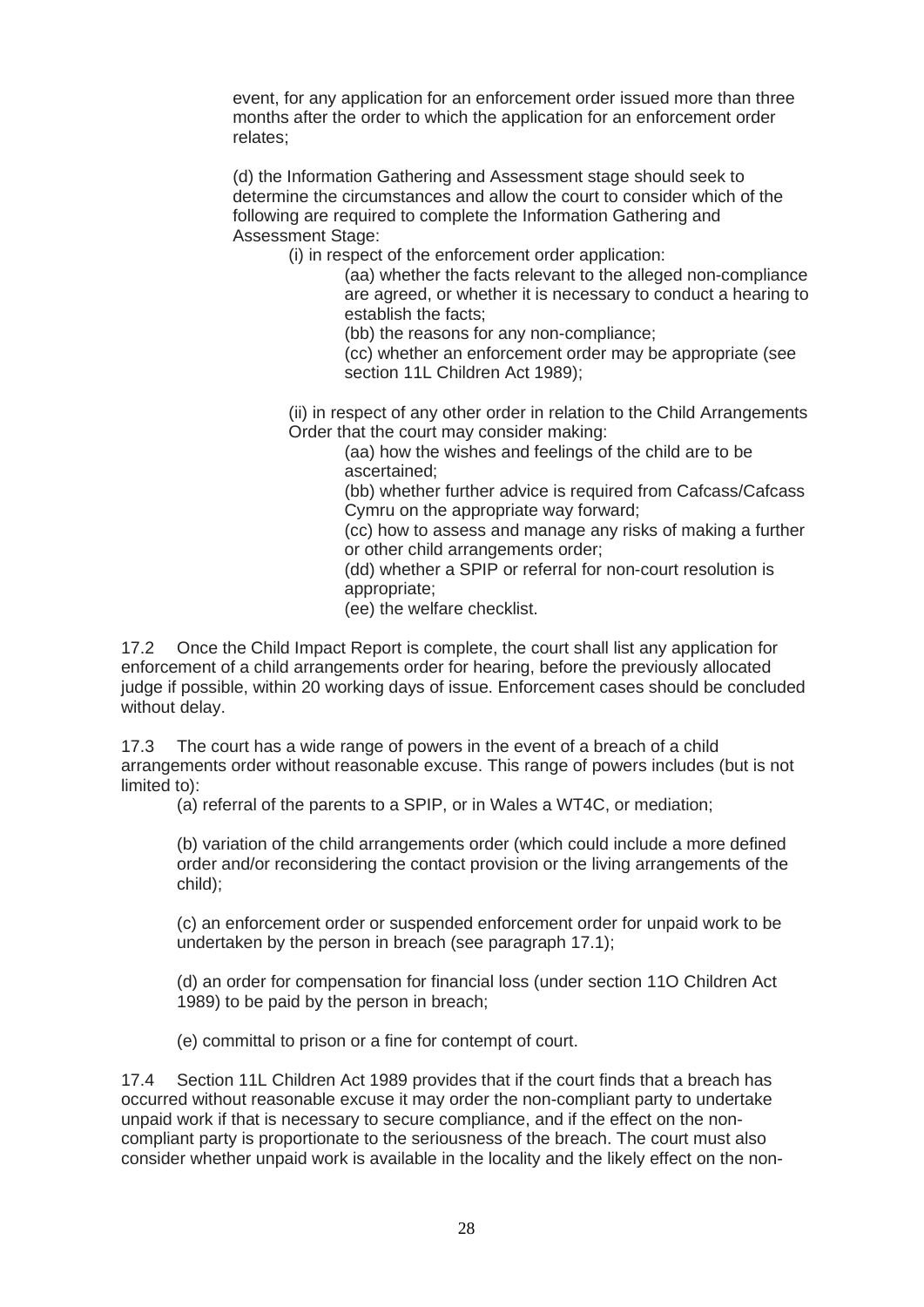event, for any application for an enforcement order issued more than three months after the order to which the application for an enforcement order relates;

(d) the Information Gathering and Assessment stage should seek to determine the circumstances and allow the court to consider which of the following are required to complete the Information Gathering and Assessment Stage:

(i) in respect of the enforcement order application:

(aa) whether the facts relevant to the alleged non-compliance are agreed, or whether it is necessary to conduct a hearing to establish the facts;

(bb) the reasons for any non-compliance;

(cc) whether an enforcement order may be appropriate (see section 11L Children Act 1989);

(ii) in respect of any other order in relation to the Child Arrangements Order that the court may consider making:

(aa) how the wishes and feelings of the child are to be ascertained;

(bb) whether further advice is required from Cafcass/Cafcass Cymru on the appropriate way forward;

(cc) how to assess and manage any risks of making a further or other child arrangements order;

(dd) whether a SPIP or referral for non-court resolution is appropriate;

(ee) the welfare checklist.

17.2 Once the Child Impact Report is complete, the court shall list any application for enforcement of a child arrangements order for hearing, before the previously allocated judge if possible, within 20 working days of issue. Enforcement cases should be concluded without delay.

17.3 The court has a wide range of powers in the event of a breach of a child arrangements order without reasonable excuse. This range of powers includes (but is not limited to):

(a) referral of the parents to a SPIP, or in Wales a WT4C, or mediation;

(b) variation of the child arrangements order (which could include a more defined order and/or reconsidering the contact provision or the living arrangements of the child);

(c) an enforcement order or suspended enforcement order for unpaid work to be undertaken by the person in breach (see paragraph 17.1);

(d) an order for compensation for financial loss (under section 11O Children Act 1989) to be paid by the person in breach;

(e) committal to prison or a fine for contempt of court.

17.4 Section 11L Children Act 1989 provides that if the court finds that a breach has occurred without reasonable excuse it may order the non-compliant party to undertake unpaid work if that is necessary to secure compliance, and if the effect on the non-compliant party is proportionate to the seriousness of the breach. The court must also consider whether unpaid work is available in the locality and the likely effect on the non-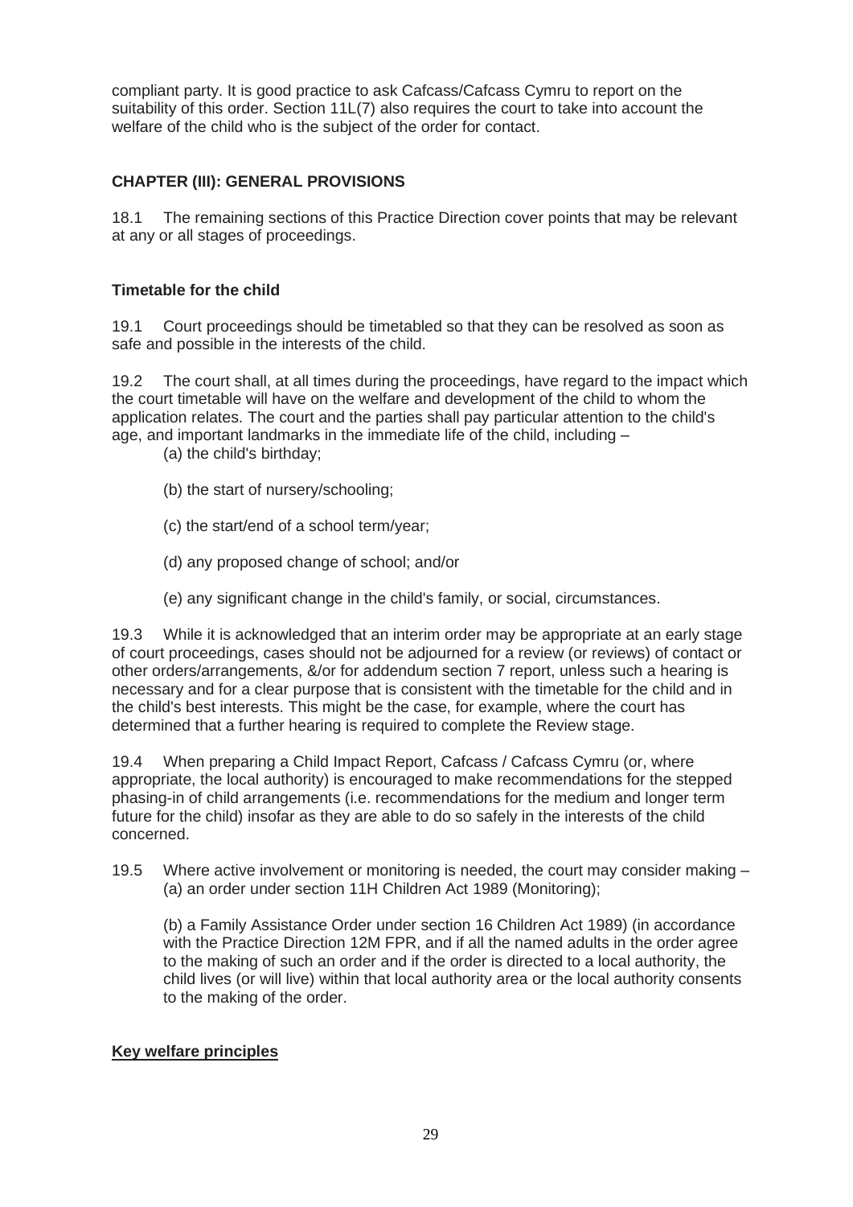compliant party. It is good practice to ask Cafcass/Cafcass Cymru to report on the suitability of this order. Section 11L(7) also requires the court to take into account the welfare of the child who is the subject of the order for contact.

## CHAPTER (III): GENERAL PROVISIONS

18.1 The remaining sections of this Practice Direction cover points that may be relevant at any or all stages of proceedings.

### Timetable for the child

19.1 Court proceedings should be timetabled so that they can be resolved as soon as safe and possible in the interests of the child.

19.2 The court shall, at all times during the proceedings, have regard to the impact which the court timetable will have on the welfare and development of the child to whom the application relates. The court and the parties shall pay particular attention to the child's age, and important landmarks in the immediate life of the child, including –

(a) the child's birthday;

(b) the start of nursery/schooling;

(c) the start/end of a school term/year;

(d) any proposed change of school; and/or

(e) any significant change in the child's family, or social, circumstances.

19.3 While it is acknowledged that an interim order may be appropriate at an early stage of court proceedings, cases should not be adjourned for a review (or reviews) of contact or other orders/arrangements, &/or for addendum section 7 report, unless such a hearing is necessary and for a clear purpose that is consistent with the timetable for the child and in the child's best interests. This might be the case, for example, where the court has determined that a further hearing is required to complete the Review stage.

19.4 When preparing a Child Impact Report, Cafcass / Cafcass Cymru (or, where appropriate, the local authority) is encouraged to make recommendations for the stepped phasing-in of child arrangements (i.e. recommendations for the medium and longer term future for the child) insofar as they are able to do so safely in the interests of the child concerned.

19.5 Where active involvement or monitoring is needed, the court may consider making –

(a) an order under section 11H Children Act 1989 (Monitoring);

(b) a Family Assistance Order under section 16 Children Act 1989) (in accordance with the Practice Direction 12M FPR, and if all the named adults in the order agree to the making of such an order and if the order is directed to a local authority, the child lives (or will live) within that local authority area or the local authority consents to the making of the order.

### Key welfare principles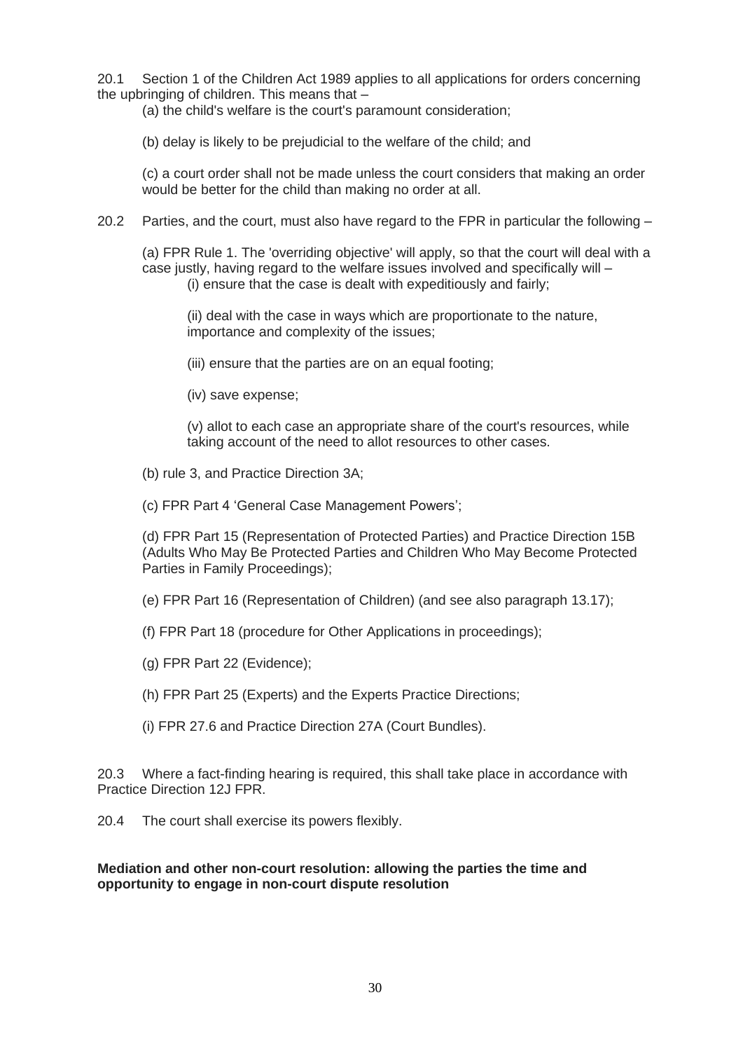20.1 Section 1 of the Children Act 1989 applies to all applications for orders concerning the upbringing of children. This means that –

(a) the child's welfare is the court's paramount consideration;

(b) delay is likely to be prejudicial to the welfare of the child; and

(c) a court order shall not be made unless the court considers that making an order would be better for the child than making no order at all.

20.2 Parties, and the court, must also have regard to the FPR in particular the following –

(a) FPR Rule 1. The 'overriding objective' will apply, so that the court will deal with a case justly, having regard to the welfare issues involved and specifically will –

(i) ensure that the case is dealt with expeditiously and fairly;

(ii) deal with the case in ways which are proportionate to the nature, importance and complexity of the issues;

(iii) ensure that the parties are on an equal footing;

(iv) save expense;

(v) allot to each case an appropriate share of the court's resources, while taking account of the need to allot resources to other cases.

(b) rule 3, and Practice Direction 3A;

(c) FPR Part 4 'General Case Management Powers';

(d) FPR Part 15 (Representation of Protected Parties) and Practice Direction 15B (Adults Who May Be Protected Parties and Children Who May Become Protected Parties in Family Proceedings);

(e) FPR Part 16 (Representation of Children) (and see also paragraph 13.17);

(f) FPR Part 18 (procedure for Other Applications in proceedings);

(g) FPR Part 22 (Evidence);

(h) FPR Part 25 (Experts) and the Experts Practice Directions;

(i) FPR 27.6 and Practice Direction 27A (Court Bundles).

20.3 Where a fact-finding hearing is required, this shall take place in accordance with Practice Direction 12J FPR.

20.4 The court shall exercise its powers flexibly.

**Mediation and other non-court resolution: allowing the parties the time and opportunity to engage in non-court dispute resolution**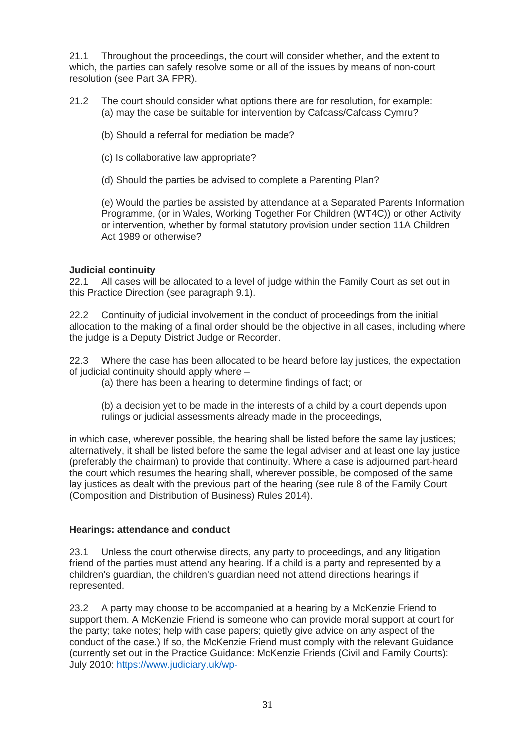21.1 Throughout the proceedings, the court will consider whether, and the extent to which, the parties can safely resolve some or all of the issues by means of non-court resolution (see Part 3A FPR).

21.2 The court should consider what options there are for resolution, for example:

(a) may the case be suitable for intervention by Cafcass/Cafcass Cymru?

(b) Should a referral for mediation be made?

(c) Is collaborative law appropriate?

(d) Should the parties be advised to complete a Parenting Plan?

(e) Would the parties be assisted by attendance at a Separated Parents Information Programme, (or in Wales, Working Together For Children (WT4C)) or other Activity or intervention, whether by formal statutory provision under section 11A Children Act 1989 or otherwise?

**Judicial continuity**

22.1 All cases will be allocated to a level of judge within the Family Court as set out in this Practice Direction (see paragraph 9.1).

22.2 Continuity of judicial involvement in the conduct of proceedings from the initial allocation to the making of a final order should be the objective in all cases, including where the judge is a Deputy District Judge or Recorder.

22.3 Where the case has been allocated to be heard before lay justices, the expectation of judicial continuity should apply where –

(a) there has been a hearing to determine findings of fact; or

(b) a decision yet to be made in the interests of a child by a court depends upon rulings or judicial assessments already made in the proceedings,

in which case, wherever possible, the hearing shall be listed before the same lay justices; alternatively, it shall be listed before the same legal adviser and at least one lay justice (preferably the chairman) to provide that continuity. Where a case is adjourned part-heard the court which resumes the hearing shall, wherever possible, be composed of the same lay justices as dealt with the previous part of the hearing (see rule 8 of the Family Court (Composition and Distribution of Business) Rules 2014).

**Hearings: attendance and conduct**

23.1 Unless the court otherwise directs, any party to proceedings, and any litigation friend of the parties must attend any hearing. If a child is a party and represented by a children's guardian, the children's guardian need not attend directions hearings if represented.

23.2 A party may choose to be accompanied at a hearing by a McKenzie Friend to support them. A McKenzie Friend is someone who can provide moral support at court for the party; take notes; help with case papers; quietly give advice on any aspect of the conduct of the case.) If so, the McKenzie Friend must comply with the relevant Guidance (currently set out in the Practice Guidance: McKenzie Friends (Civil and Family Courts): July 2010: https://www.judiciary.uk/wp-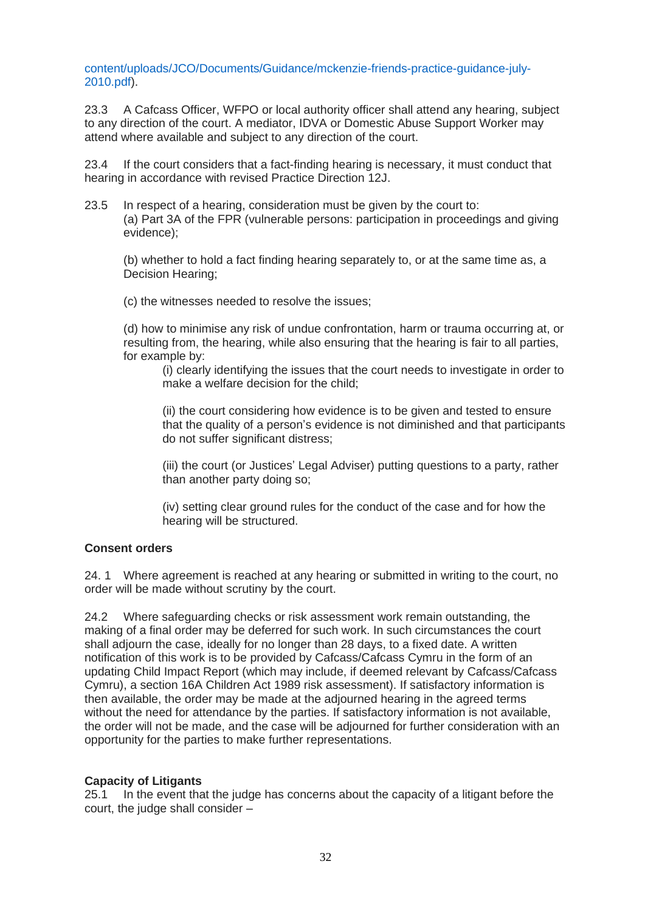content/uploads/JCO/Documents/Guidance/mckenzie-friends-practice-guidance-july-2010.pdf).

23.3 A Cafcass Officer, WFPO or local authority officer shall attend any hearing, subject to any direction of the court. A mediator, IDVA or Domestic Abuse Support Worker may attend where available and subject to any direction of the court.

23.4 If the court considers that a fact-finding hearing is necessary, it must conduct that hearing in accordance with revised Practice Direction 12J.

23.5 In respect of a hearing, consideration must be given by the court to:

(a) Part 3A of the FPR (vulnerable persons: participation in proceedings and giving evidence);

(b) whether to hold a fact finding hearing separately to, or at the same time as, a Decision Hearing;

(c) the witnesses needed to resolve the issues;

(d) how to minimise any risk of undue confrontation, harm or trauma occurring at, or resulting from, the hearing, while also ensuring that the hearing is fair to all parties, for example by:

(i) clearly identifying the issues that the court needs to investigate in order to make a welfare decision for the child;

(ii) the court considering how evidence is to be given and tested to ensure that the quality of a person's evidence is not diminished and that participants do not suffer significant distress;

(iii) the court (or Justices' Legal Adviser) putting questions to a party, rather than another party doing so;

(iv) setting clear ground rules for the conduct of the case and for how the hearing will be structured.

**Consent orders**

24. 1 Where agreement is reached at any hearing or submitted in writing to the court, no order will be made without scrutiny by the court.

24.2 Where safeguarding checks or risk assessment work remain outstanding, the making of a final order may be deferred for such work. In such circumstances the court shall adjourn the case, ideally for no longer than 28 days, to a fixed date. A written notification of this work is to be provided by Cafcass/Cafcass Cymru in the form of an updating Child Impact Report (which may include, if deemed relevant by Cafcass/Cafcass Cymru), a section 16A Children Act 1989 risk assessment). If satisfactory information is then available, the order may be made at the adjourned hearing in the agreed terms without the need for attendance by the parties. If satisfactory information is not available, the order will not be made, and the case will be adjourned for further consideration with an opportunity for the parties to make further representations.

**Capacity of Litigants**

25.1 In the event that the judge has concerns about the capacity of a litigant before the court, the judge shall consider –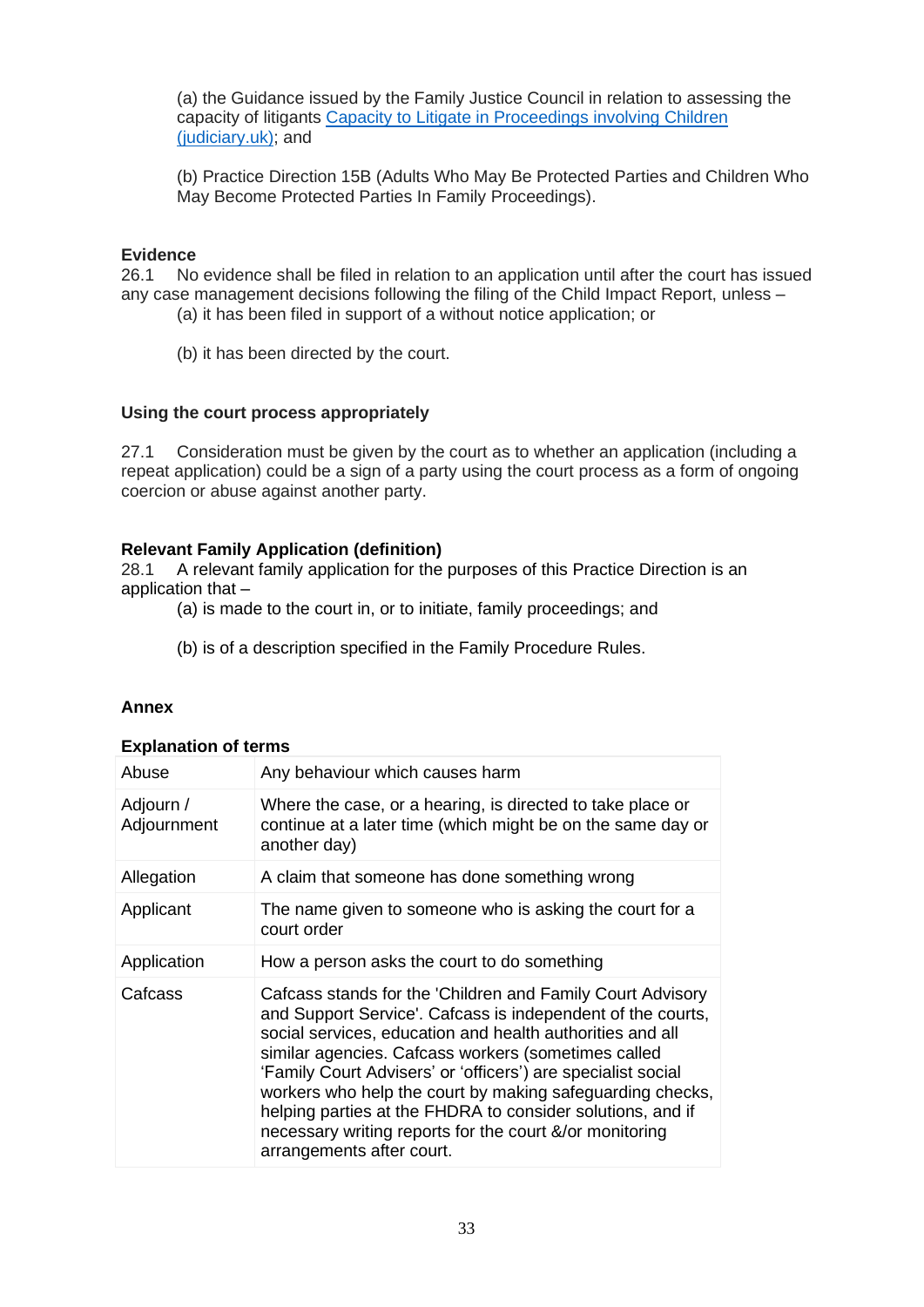(a) the Guidance issued by the Family Justice Council in relation to assessing the capacity of litigants [Capacity to Litigate in Proceedings involving Children (judiciary.uk)]; and

(b) Practice Direction 15B (Adults Who May Be Protected Parties and Children Who May Become Protected Parties In Family Proceedings).

**Evidence**

26.1 No evidence shall be filed in relation to an application until after the court has issued any case management decisions following the filing of the Child Impact Report, unless –

(a) it has been filed in support of a without notice application; or

(b) it has been directed by the court.

**Using the court process appropriately**

27.1 Consideration must be given by the court as to whether an application (including a repeat application) could be a sign of a party using the court process as a form of ongoing coercion or abuse against another party.

**Relevant Family Application (definition)**

28.1 A relevant family application for the purposes of this Practice Direction is an application that –

(a) is made to the court in, or to initiate, family proceedings; and

(b) is of a description specified in the Family Procedure Rules.

**Annex**

**Explanation of terms**

| | |
|---|---|
| Abuse | Any behaviour which causes harm |
| Adjourn / Adjournment | Where the case, or a hearing, is directed to take place or continue at a later time (which might be on the same day or another day) |
| Allegation | A claim that someone has done something wrong |
| Applicant | The name given to someone who is asking the court for a court order |
| Application | How a person asks the court to do something |
| Cafcass | Cafcass stands for the 'Children and Family Court Advisory and Support Service'. Cafcass is independent of the courts, social services, education and health authorities and all similar agencies. Cafcass workers (sometimes called 'Family Court Advisers' or 'officers') are specialist social workers who help the court by making safeguarding checks, helping parties at the FHDRA to consider solutions, and if necessary writing reports for the court &/or monitoring arrangements after court. |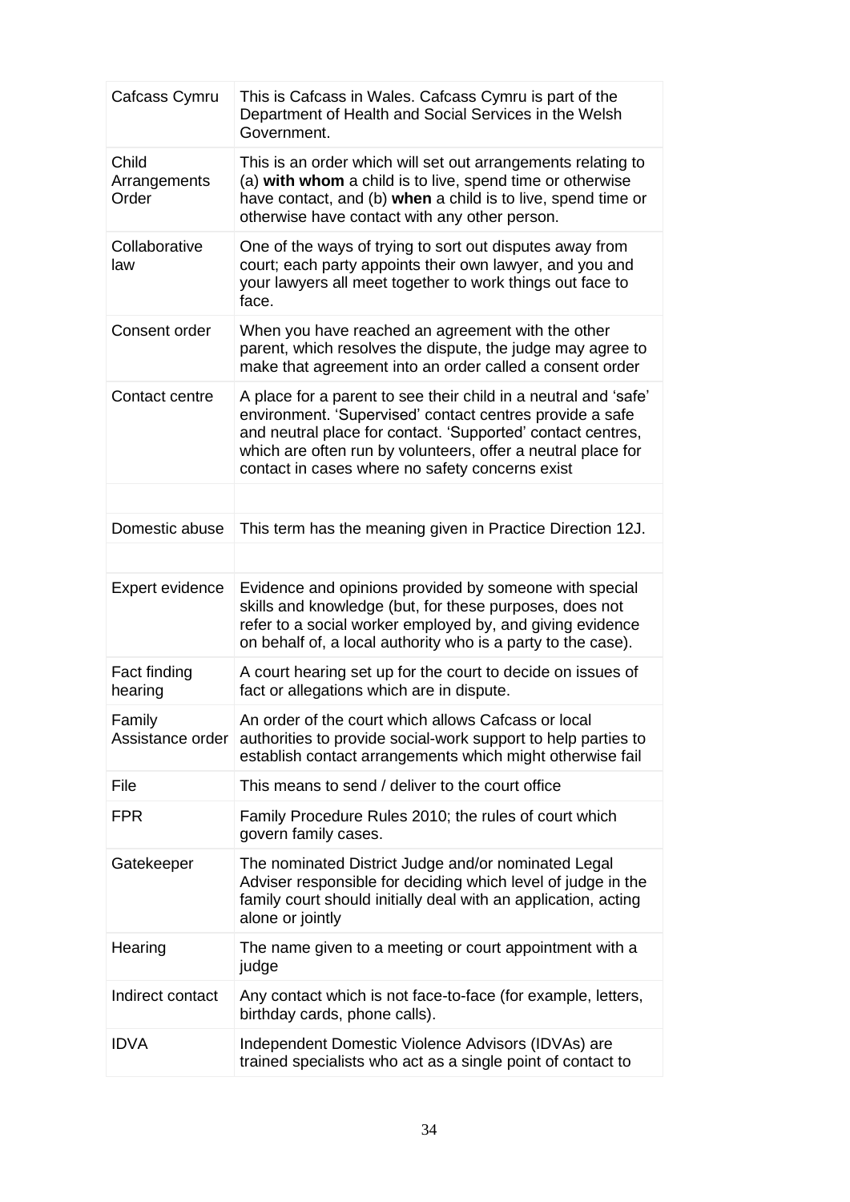| | |
|---|---|
| Cafcass Cymru | This is Cafcass in Wales. Cafcass Cymru is part of the Department of Health and Social Services in the Welsh Government. |
| Child Arrangements Order | This is an order which will set out arrangements relating to (a) **with whom** a child is to live, spend time or otherwise have contact, and (b) **when** a child is to live, spend time or otherwise have contact with any other person. |
| Collaborative law | One of the ways of trying to sort out disputes away from court; each party appoints their own lawyer, and you and your lawyers all meet together to work things out face to face. |
| Consent order | When you have reached an agreement with the other parent, which resolves the dispute, the judge may agree to make that agreement into an order called a consent order |
| Contact centre | A place for a parent to see their child in a neutral and 'safe' environment. 'Supervised' contact centres provide a safe and neutral place for contact. 'Supported' contact centres, which are often run by volunteers, offer a neutral place for contact in cases where no safety concerns exist |
| | |
| Domestic abuse | This term has the meaning given in Practice Direction 12J. |
| | |
| Expert evidence | Evidence and opinions provided by someone with special skills and knowledge (but, for these purposes, does not refer to a social worker employed by, and giving evidence on behalf of, a local authority who is a party to the case). |
| Fact finding hearing | A court hearing set up for the court to decide on issues of fact or allegations which are in dispute. |
| Family Assistance order | An order of the court which allows Cafcass or local authorities to provide social-work support to help parties to establish contact arrangements which might otherwise fail |
| File | This means to send / deliver to the court office |
| FPR | Family Procedure Rules 2010; the rules of court which govern family cases. |
| Gatekeeper | The nominated District Judge and/or nominated Legal Adviser responsible for deciding which level of judge in the family court should initially deal with an application, acting alone or jointly |
| Hearing | The name given to a meeting or court appointment with a judge |
| Indirect contact | Any contact which is not face-to-face (for example, letters, birthday cards, phone calls). |
| IDVA | Independent Domestic Violence Advisors (IDVAs) are trained specialists who act as a single point of contact to |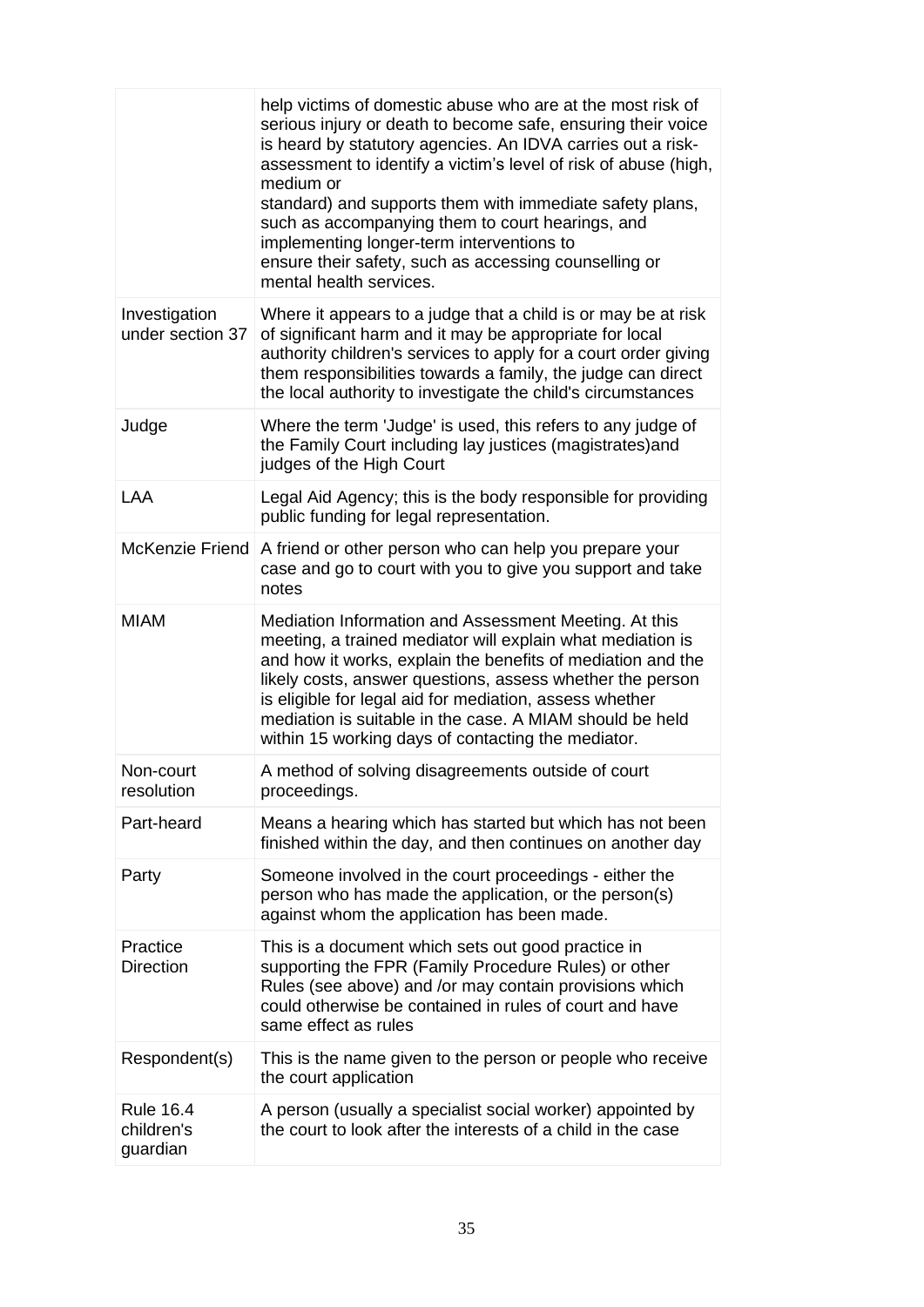| | |
|---|---|
| | help victims of domestic abuse who are at the most risk of serious injury or death to become safe, ensuring their voice is heard by statutory agencies. An IDVA carries out a risk-assessment to identify a victim's level of risk of abuse (high, medium or standard) and supports them with immediate safety plans, such as accompanying them to court hearings, and implementing longer-term interventions to ensure their safety, such as accessing counselling or mental health services. |
| Investigation under section 37 | Where it appears to a judge that a child is or may be at risk of significant harm and it may be appropriate for local authority children's services to apply for a court order giving them responsibilities towards a family, the judge can direct the local authority to investigate the child's circumstances |
| Judge | Where the term 'Judge' is used, this refers to any judge of the Family Court including lay justices (magistrates)and judges of the High Court |
| LAA | Legal Aid Agency; this is the body responsible for providing public funding for legal representation. |
| McKenzie Friend | A friend or other person who can help you prepare your case and go to court with you to give you support and take notes |
| MIAM | Mediation Information and Assessment Meeting. At this meeting, a trained mediator will explain what mediation is and how it works, explain the benefits of mediation and the likely costs, answer questions, assess whether the person is eligible for legal aid for mediation, assess whether mediation is suitable in the case. A MIAM should be held within 15 working days of contacting the mediator. |
| Non-court resolution | A method of solving disagreements outside of court proceedings. |
| Part-heard | Means a hearing which has started but which has not been finished within the day, and then continues on another day |
| Party | Someone involved in the court proceedings - either the person who has made the application, or the person(s) against whom the application has been made. |
| Practice Direction | This is a document which sets out good practice in supporting the FPR (Family Procedure Rules) or other Rules (see above) and /or may contain provisions which could otherwise be contained in rules of court and have same effect as rules |
| Respondent(s) | This is the name given to the person or people who receive the court application |
| Rule 16.4 children's guardian | A person (usually a specialist social worker) appointed by the court to look after the interests of a child in the case |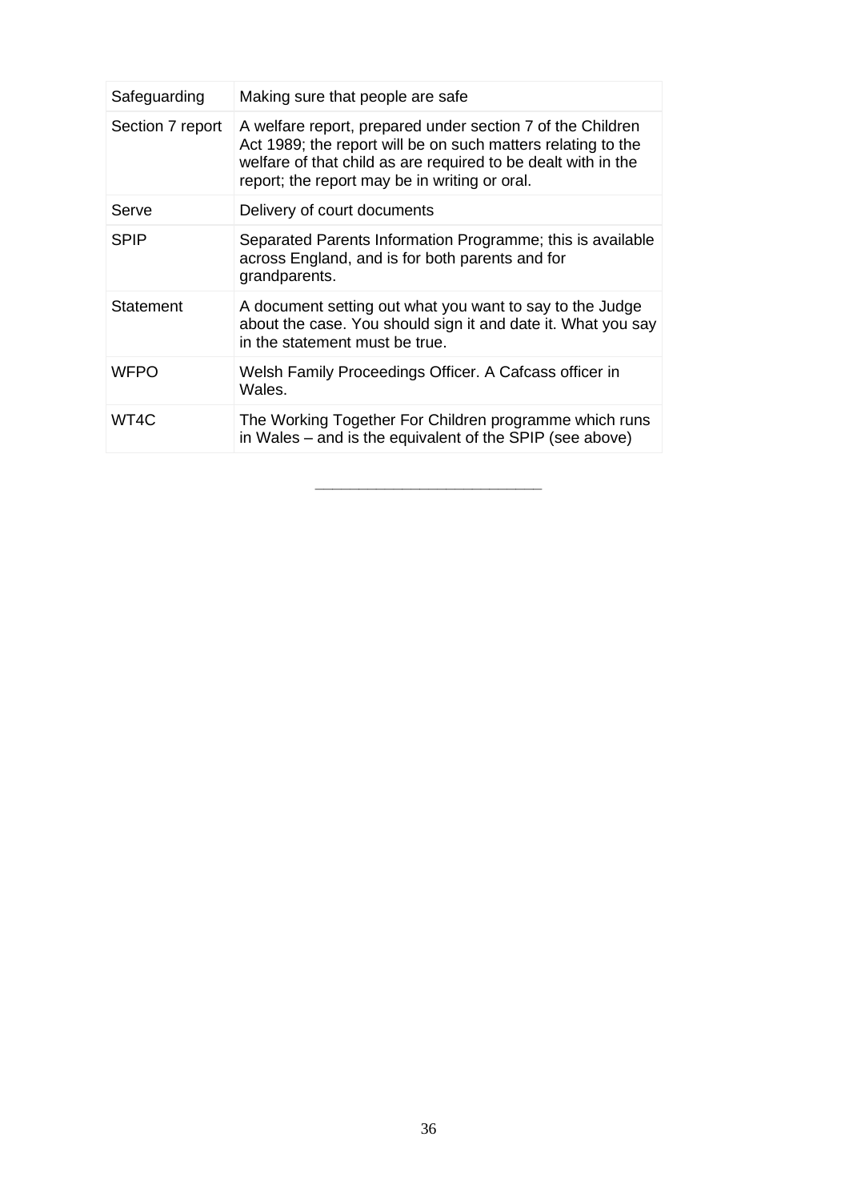| | |
|---|---|
| Safeguarding | Making sure that people are safe |
| Section 7 report | A welfare report, prepared under section 7 of the Children Act 1989; the report will be on such matters relating to the welfare of that child as are required to be dealt with in the report; the report may be in writing or oral. |
| Serve | Delivery of court documents |
| SPIP | Separated Parents Information Programme; this is available across England, and is for both parents and for grandparents. |
| Statement | A document setting out what you want to say to the Judge about the case. You should sign it and date it. What you say in the statement must be true. |
| WFPO | Welsh Family Proceedings Officer. A Cafcass officer in Wales. |
| WT4C | The Working Together For Children programme which runs in Wales – and is the equivalent of the SPIP (see above) |

---